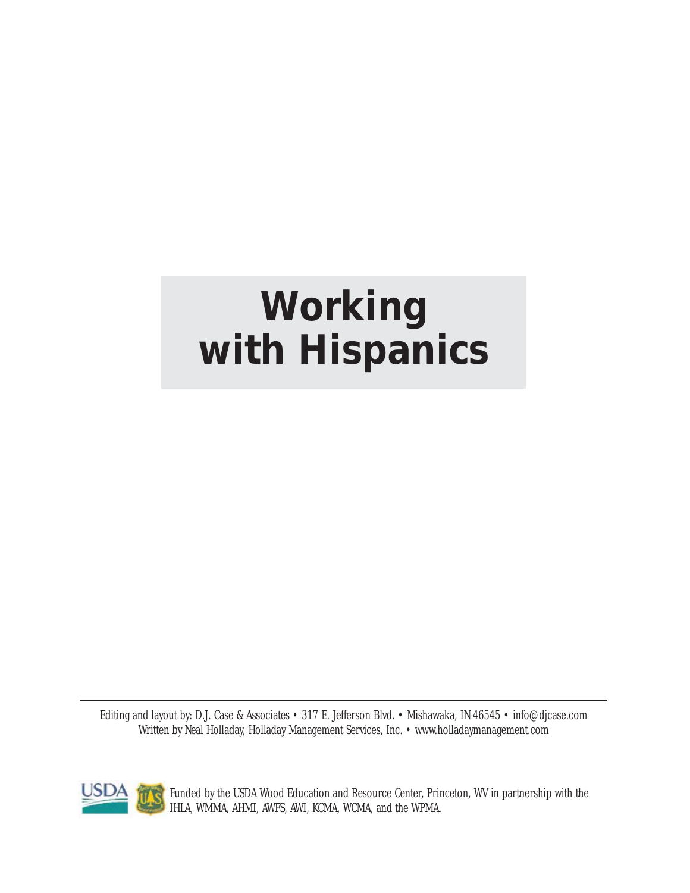# Working with Hispanics

Editing and layout by: D.J. Case & Associates • 317 E. Jefferson Blvd. • Mishawaka, IN 46545 • info@djcase.com
Written by Neal Holladay, Holladay Management Services, Inc. • www.holladaymanagement.com

Funded by the USDA Wood Education and Resource Center, Princeton, WV in partnership with the IHLA, WMMA, AHMI, AWFS, AWI, KCMA, WCMA, and the WPMA.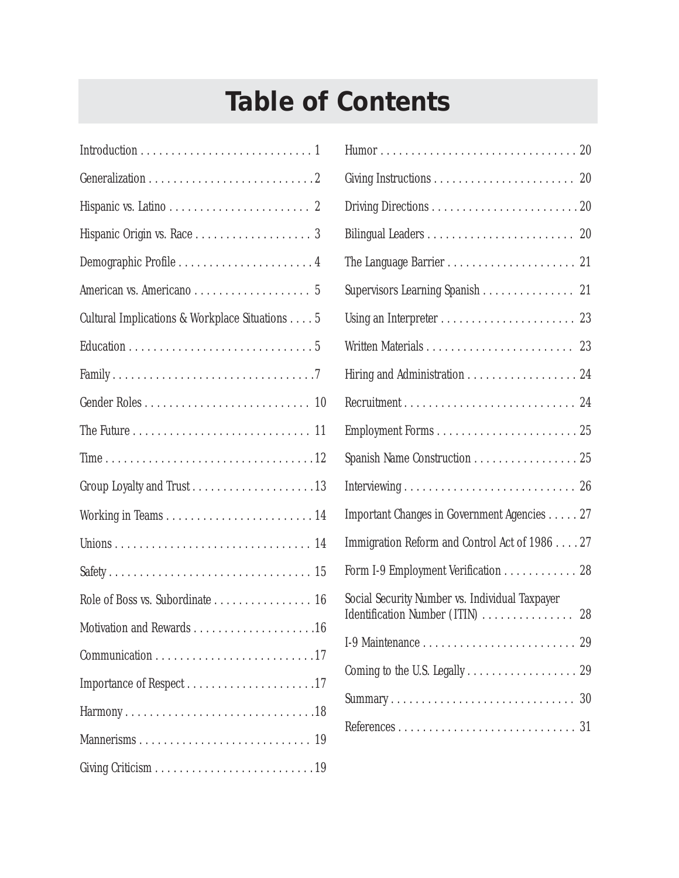# Table of Contents

Introduction . . . . . . . . . . . . . . . . . . . . . . . . . . . . 1

Generalization . . . . . . . . . . . . . . . . . . . . . . . . . . . 2

Hispanic vs. Latino . . . . . . . . . . . . . . . . . . . . . . . 2

Hispanic Origin vs. Race . . . . . . . . . . . . . . . . . . . 3

Demographic Profile . . . . . . . . . . . . . . . . . . . . . . 4

American vs. Americano . . . . . . . . . . . . . . . . . . . 5

Cultural Implications & Workplace Situations . . . . 5

Education . . . . . . . . . . . . . . . . . . . . . . . . . . . . . . 5

Family . . . . . . . . . . . . . . . . . . . . . . . . . . . . . . . . . 7

Gender Roles . . . . . . . . . . . . . . . . . . . . . . . . . . . 10

The Future . . . . . . . . . . . . . . . . . . . . . . . . . . . . . 11

Time . . . . . . . . . . . . . . . . . . . . . . . . . . . . . . . . . . 12

Group Loyalty and Trust . . . . . . . . . . . . . . . . . . . . 13

Working in Teams . . . . . . . . . . . . . . . . . . . . . . . . 14

Unions . . . . . . . . . . . . . . . . . . . . . . . . . . . . . . . . 14

Safety . . . . . . . . . . . . . . . . . . . . . . . . . . . . . . . . . 15

Role of Boss vs. Subordinate . . . . . . . . . . . . . . . . 16

Motivation and Rewards . . . . . . . . . . . . . . . . . . . . 16

Communication . . . . . . . . . . . . . . . . . . . . . . . . . . 17

Importance of Respect . . . . . . . . . . . . . . . . . . . . . 17

Harmony . . . . . . . . . . . . . . . . . . . . . . . . . . . . . . . 18

Mannerisms . . . . . . . . . . . . . . . . . . . . . . . . . . . . 19

Giving Criticism . . . . . . . . . . . . . . . . . . . . . . . . . . 19

Humor . . . . . . . . . . . . . . . . . . . . . . . . . . . . . . . . 20

Giving Instructions . . . . . . . . . . . . . . . . . . . . . . . 20

Driving Directions . . . . . . . . . . . . . . . . . . . . . . . . 20

Bilingual Leaders . . . . . . . . . . . . . . . . . . . . . . . . 20

The Language Barrier . . . . . . . . . . . . . . . . . . . . . 21

Supervisors Learning Spanish . . . . . . . . . . . . . . . 21

Using an Interpreter . . . . . . . . . . . . . . . . . . . . . . 23

Written Materials . . . . . . . . . . . . . . . . . . . . . . . . 23

Hiring and Administration . . . . . . . . . . . . . . . . . . 24

Recruitment . . . . . . . . . . . . . . . . . . . . . . . . . . . . 24

Employment Forms . . . . . . . . . . . . . . . . . . . . . . . 25

Spanish Name Construction . . . . . . . . . . . . . . . . . 25

Interviewing . . . . . . . . . . . . . . . . . . . . . . . . . . . . 26

Important Changes in Government Agencies . . . . . 27

Immigration Reform and Control Act of 1986 . . . . 27

Form I-9 Employment Verification . . . . . . . . . . . . 28

Social Security Number vs. Individual Taxpayer Identification Number (ITIN) . . . . . . . . . . . . . . . 28

I-9 Maintenance . . . . . . . . . . . . . . . . . . . . . . . . . 29

Coming to the U.S. Legally . . . . . . . . . . . . . . . . . . 29

Summary . . . . . . . . . . . . . . . . . . . . . . . . . . . . . . 30

References . . . . . . . . . . . . . . . . . . . . . . . . . . . . 31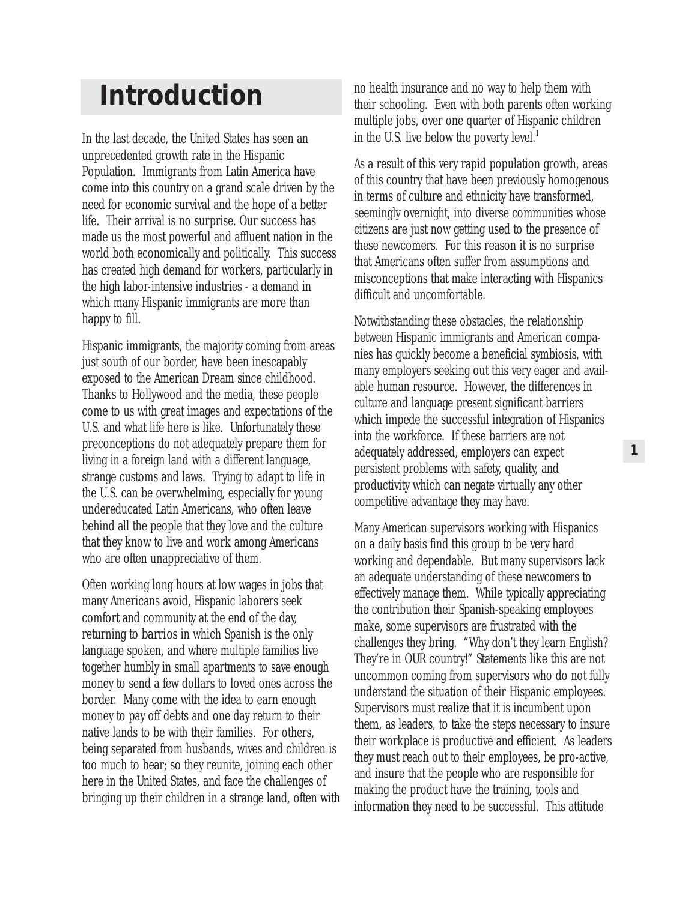# Introduction

In the last decade, the United States has seen an unprecedented growth rate in the Hispanic Population. Immigrants from Latin America have come into this country on a grand scale driven by the need for economic survival and the hope of a better life. Their arrival is no surprise. Our success has made us the most powerful and affluent nation in the world both economically and politically. This success has created high demand for workers, particularly in the high labor-intensive industries - a demand in which many Hispanic immigrants are more than happy to fill.

Hispanic immigrants, the majority coming from areas just south of our border, have been inescapably exposed to the American Dream since childhood. Thanks to Hollywood and the media, these people come to us with great images and expectations of the U.S. and what life here is like. Unfortunately these preconceptions do not adequately prepare them for living in a foreign land with a different language, strange customs and laws. Trying to adapt to life in the U.S. can be overwhelming, especially for young undereducated Latin Americans, who often leave behind all the people that they love and the culture that they know to live and work among Americans who are often unappreciative of them.

Often working long hours at low wages in jobs that many Americans avoid, Hispanic laborers seek comfort and community at the end of the day, returning to barrios in which Spanish is the only language spoken, and where multiple families live together humbly in small apartments to save enough money to send a few dollars to loved ones across the border. Many come with the idea to earn enough money to pay off debts and one day return to their native lands to be with their families. For others, being separated from husbands, wives and children is too much to bear; so they reunite, joining each other here in the United States, and face the challenges of bringing up their children in a strange land, often with no health insurance and no way to help them with their schooling. Even with both parents often working multiple jobs, over one quarter of Hispanic children in the U.S. live below the poverty level.[1]

As a result of this very rapid population growth, areas of this country that have been previously homogenous in terms of culture and ethnicity have transformed, seemingly overnight, into diverse communities whose citizens are just now getting used to the presence of these newcomers. For this reason it is no surprise that Americans often suffer from assumptions and misconceptions that make interacting with Hispanics difficult and uncomfortable.

Notwithstanding these obstacles, the relationship between Hispanic immigrants and American companies has quickly become a beneficial symbiosis, with many employers seeking out this very eager and available human resource. However, the differences in culture and language present significant barriers which impede the successful integration of Hispanics into the workforce. If these barriers are not adequately addressed, employers can expect persistent problems with safety, quality, and productivity which can negate virtually any other competitive advantage they may have.

Many American supervisors working with Hispanics on a daily basis find this group to be very hard working and dependable. But many supervisors lack an adequate understanding of these newcomers to effectively manage them. While typically appreciating the contribution their Spanish-speaking employees make, some supervisors are frustrated with the challenges they bring. "Why don't they learn English? They're in OUR country!" Statements like this are not uncommon coming from supervisors who do not fully understand the situation of their Hispanic employees. Supervisors must realize that it is incumbent upon them, as leaders, to take the steps necessary to insure their workplace is productive and efficient. As leaders they must reach out to their employees, be pro-active, and insure that the people who are responsible for making the product have the training, tools and information they need to be successful. This attitude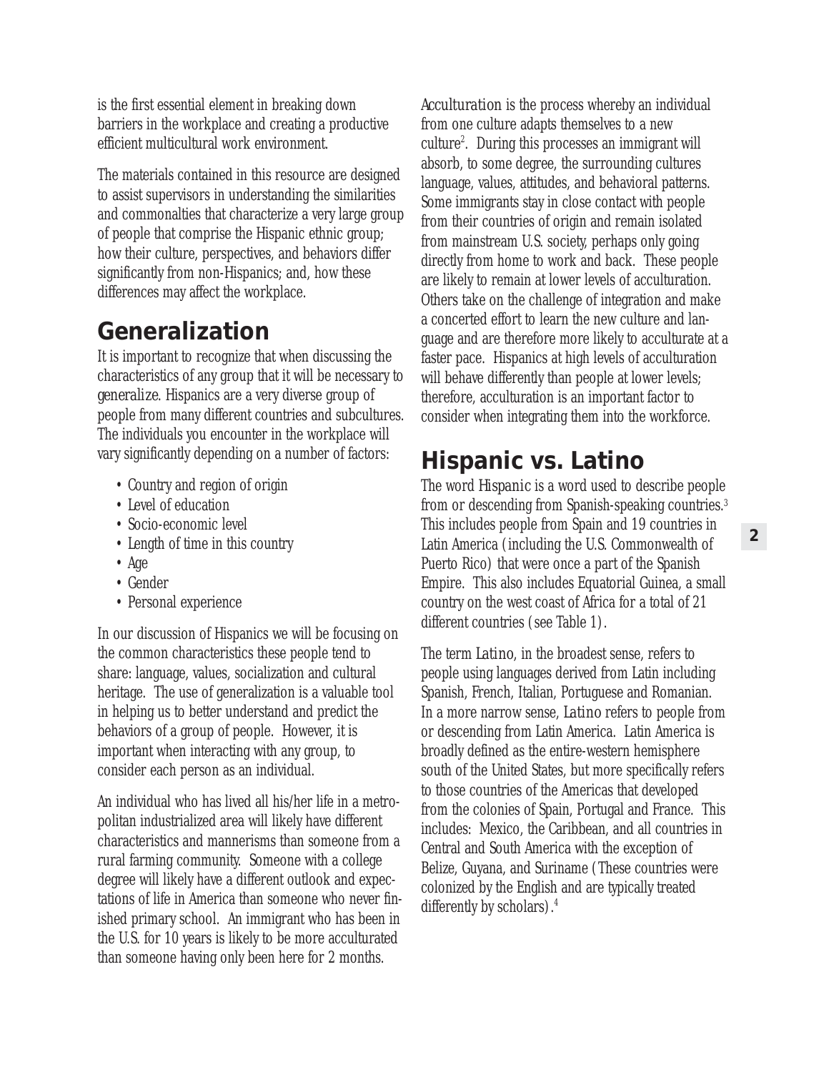is the first essential element in breaking down barriers in the workplace and creating a productive efficient multicultural work environment.

The materials contained in this resource are designed to assist supervisors in understanding the similarities and commonalties that characterize a very large group of people that comprise the Hispanic ethnic group; how their culture, perspectives, and behaviors differ significantly from non-Hispanics; and, how these differences may affect the workplace.

## Generalization

It is important to recognize that when discussing the characteristics of any group that it will be necessary to generalize. Hispanics are a very diverse group of people from many different countries and subcultures. The individuals you encounter in the workplace will vary significantly depending on a number of factors:

- Country and region of origin
- Level of education
- Socio-economic level
- Length of time in this country
- Age
- Gender
- Personal experience

In our discussion of Hispanics we will be focusing on the common characteristics these people tend to share: language, values, socialization and cultural heritage. The use of generalization is a valuable tool in helping us to better understand and predict the behaviors of a group of people. However, it is important when interacting with any group, to consider each person as an individual.

An individual who has lived all his/her life in a metropolitan industrialized area will likely have different characteristics and mannerisms than someone from a rural farming community. Someone with a college degree will likely have a different outlook and expectations of life in America than someone who never finished primary school. An immigrant who has been in the U.S. for 10 years is likely to be more acculturated than someone having only been here for 2 months.

*Acculturation* is the process whereby an individual from one culture adapts themselves to a new culture[2]. During this processes an immigrant will absorb, to some degree, the surrounding cultures language, values, attitudes, and behavioral patterns. Some immigrants stay in close contact with people from their countries of origin and remain isolated from mainstream U.S. society, perhaps only going directly from home to work and back. These people are likely to remain at lower levels of acculturation. Others take on the challenge of integration and make a concerted effort to learn the new culture and language and are therefore more likely to acculturate at a faster pace. Hispanics at high levels of acculturation will behave differently than people at lower levels; therefore, acculturation is an important factor to consider when integrating them into the workforce.

## Hispanic vs. Latino

The word *Hispanic* is a word used to describe people from or descending from Spanish-speaking countries.[3] This includes people from Spain and 19 countries in Latin America (including the U.S. Commonwealth of Puerto Rico) that were once a part of the Spanish Empire. This also includes Equatorial Guinea, a small country on the west coast of Africa for a total of 21 different countries (see Table 1).

The term *Latino*, in the broadest sense, refers to people using languages derived from Latin including Spanish, French, Italian, Portuguese and Romanian. In a more narrow sense, *Latino* refers to people from or descending from Latin America. Latin America is broadly defined as the entire-western hemisphere south of the United States, but more specifically refers to those countries of the Americas that developed from the colonies of Spain, Portugal and France. This includes: Mexico, the Caribbean, and all countries in Central and South America with the exception of Belize, Guyana, and Suriname (These countries were colonized by the English and are typically treated differently by scholars).[4]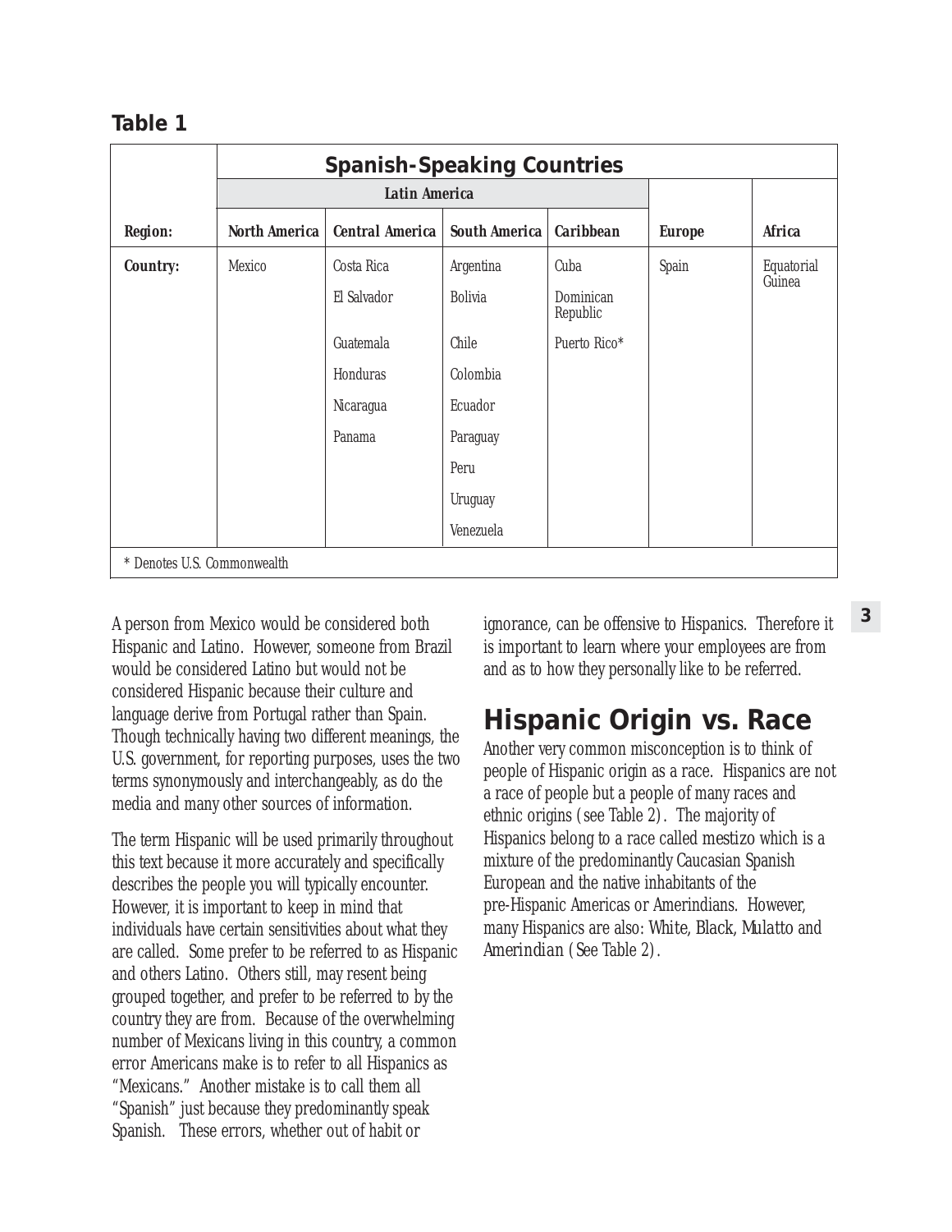**Table 1**

| | Spanish-Speaking Countries | | | | | |
|---|---|---|---|---|---|---|
| | Latin America | | | | | |
| **Region:** | **North America** | **Central America** | **South America** | **Caribbean** | **Europe** | **Africa** |
| **Country:** | Mexico | Costa Rica | Argentina | Cuba | Spain | Equatorial Guinea |
| | | El Salvador | Bolivia | Dominican Republic | | |
| | | Guatemala | Chile | Puerto Rico* | | |
| | | Honduras | Colombia | | | |
| | | Nicaragua | Ecuador | | | |
| | | Panama | Paraguay | | | |
| | | | Peru | | | |
| | | | Uruguay | | | |
| | | | Venezuela | | | |

\* Denotes U.S. Commonwealth

A person from Mexico would be considered both Hispanic and Latino. However, someone from Brazil would be considered Latino but would not be considered Hispanic because their culture and language derive from Portugal rather than Spain. Though technically having two different meanings, the U.S. government, for reporting purposes, uses the two terms synonymously and interchangeably, as do the media and many other sources of information.

The term Hispanic will be used primarily throughout this text because it more accurately and specifically describes the people you will typically encounter. However, it is important to keep in mind that individuals have certain sensitivities about what they are called. Some prefer to be referred to as Hispanic and others Latino. Others still, may resent being grouped together, and prefer to be referred to by the country they are from. Because of the overwhelming number of Mexicans living in this country, a common error Americans make is to refer to all Hispanics as "Mexicans." Another mistake is to call them all "Spanish" just because they predominantly speak Spanish. These errors, whether out of habit or ignorance, can be offensive to Hispanics. Therefore it is important to learn where your employees are from and as to how they personally like to be referred.

## Hispanic Origin vs. Race

Another very common misconception is to think of people of Hispanic origin as a race. Hispanics are not a race of people but a people of many races and ethnic origins (see Table 2). The majority of Hispanics belong to a race called mestizo which is a mixture of the predominantly Caucasian Spanish European and the native inhabitants of the pre-Hispanic Americas or Amerindians. However, many Hispanics are also: *White, Black, Mulatto* and *Amerindian* (See Table 2).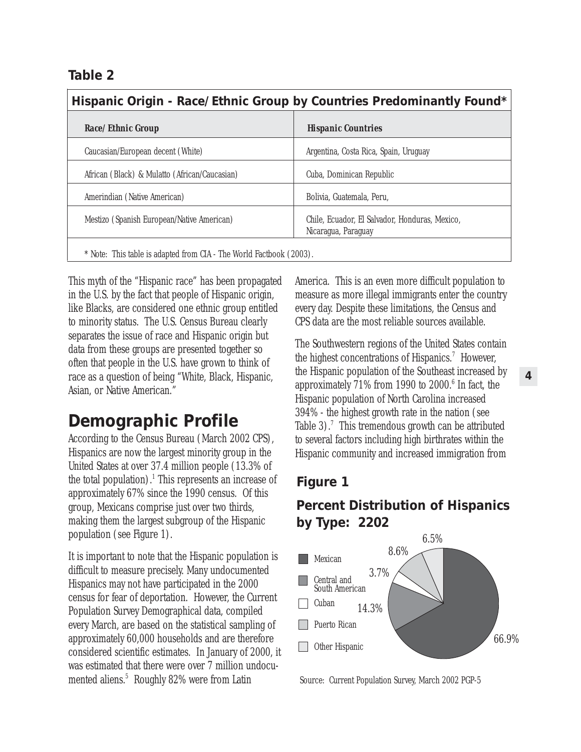**Table 2**

| Hispanic Origin - Race/Ethnic Group by Countries Predominantly Found* | |
|---|---|
| **Race/Ethnic Group** | **Hispanic Countries** |
| Caucasian/European decent (White) | Argentina, Costa Rica, Spain, Uruguay |
| African (Black) & Mulatto (African/Caucasian) | Cuba, Dominican Republic |
| Amerindian (Native American) | Bolivia, Guatemala, Peru, |
| Mestizo (Spanish European/Native American) | Chile, Ecuador, El Salvador, Honduras, Mexico, Nicaragua, Paraguay |

* Note: This table is adapted from CIA - The World Factbook (2003).

This myth of the "Hispanic race" has been propagated in the U.S. by the fact that people of Hispanic origin, like Blacks, are considered one ethnic group entitled to minority status. The U.S. Census Bureau clearly separates the issue of race and Hispanic origin but data from these groups are presented together so often that people in the U.S. have grown to think of race as a question of being "White, Black, Hispanic, Asian, or Native American."

# Demographic Profile

According to the Census Bureau (March 2002 CPS), Hispanics are now the largest minority group in the United States at over 37.4 million people (13.3% of the total population).[1] This represents an increase of approximately 67% since the 1990 census. Of this group, Mexicans comprise just over two thirds, making them the largest subgroup of the Hispanic population (see Figure 1).

It is important to note that the Hispanic population is difficult to measure precisely. Many undocumented Hispanics may not have participated in the 2000 census for fear of deportation. However, the Current Population Survey Demographical data, compiled every March, are based on the statistical sampling of approximately 60,000 households and are therefore considered scientific estimates. In January of 2000, it was estimated that there were over 7 million undocumented aliens.[5] Roughly 82% were from Latin America. This is an even more difficult population to measure as more illegal immigrants enter the country every day. Despite these limitations, the Census and CPS data are the most reliable sources available.

The Southwestern regions of the United States contain the highest concentrations of Hispanics.[7] However, the Hispanic population of the Southeast increased by approximately 71% from 1990 to 2000.[6] In fact, the Hispanic population of North Carolina increased 394% - the highest growth rate in the nation (see Table 3).[7] This tremendous growth can be attributed to several factors including high birthrates within the Hispanic community and increased immigration from

**Figure 1**

**Percent Distribution of Hispanics by Type: 2202**

Mexican
Central and South American
Cuban
Puerto Rican
Other Hispanic

66.9%
14.3%
3.7%
8.6%
6.5%

Source: Current Population Survey, March 2002 PGP-5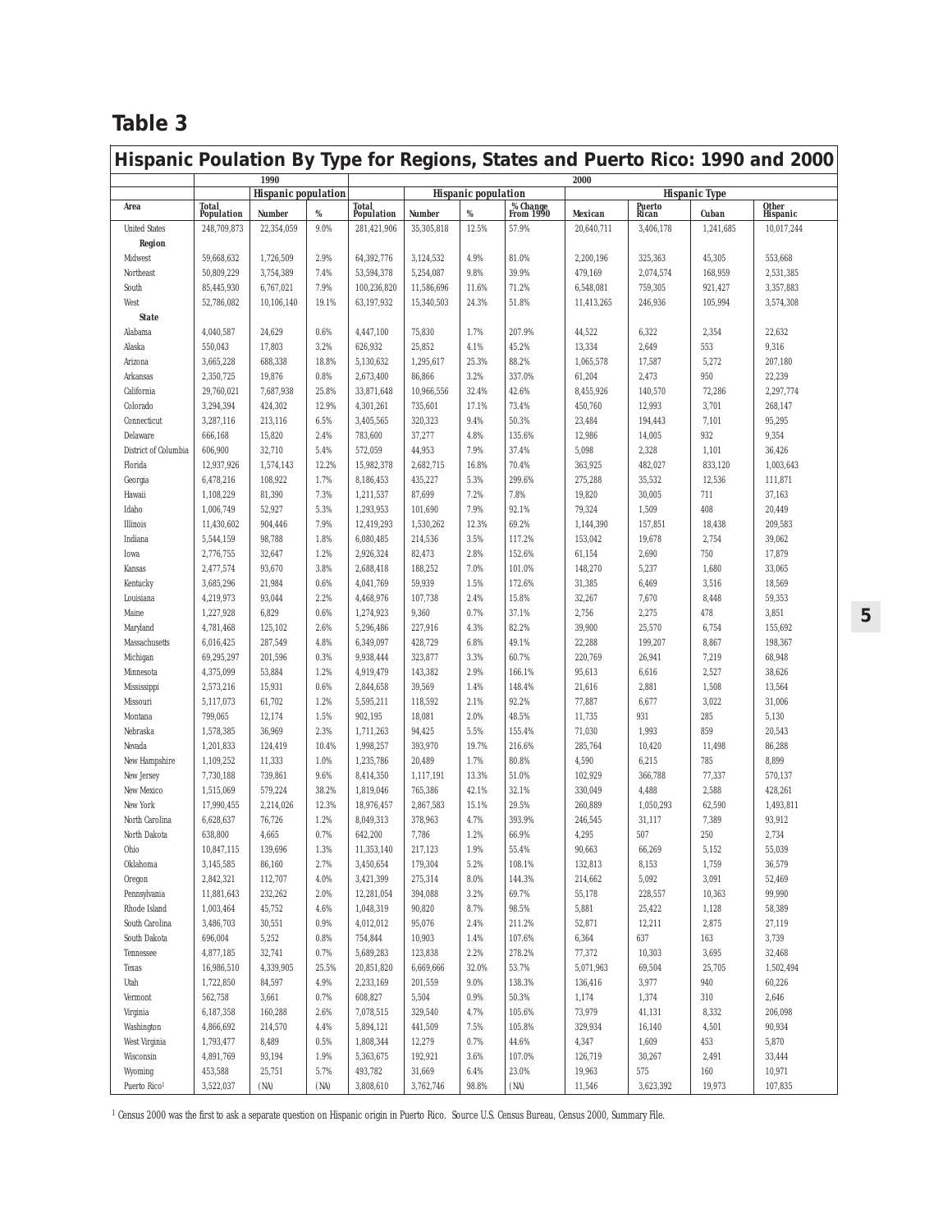## Table 3

### Hispanic Poulation By Type for Regions, States and Puerto Rico: 1990 and 2000

| | 1990 | | | 2000 | | | | | | | |
|---|---|---|---|---|---|---|---|---|---|---|---|
| | | Hispanic population | | | Hispanic population | | | Hispanic Type | | | |
| Area | Total Population | Number | % | Total Population | Number | % | % Change From 1990 | Mexican | Puerto Rican | Cuban | Other Hispanic |
| United States | 248,709,873 | 22,354,059 | 9.0% | 281,421,906 | 35,305,818 | 12.5% | 57.9% | 20,640,711 | 3,406,178 | 1,241,685 | 10,017,244 |
| **Region** | | | | | | | | | | | |
| Midwest | 59,668,632 | 1,726,509 | 2.9% | 64,392,776 | 3,124,532 | 4.9% | 81.0% | 2,200,196 | 325,363 | 45,305 | 553,668 |
| Northeast | 50,809,229 | 3,754,389 | 7.4% | 53,594,378 | 5,254,087 | 9.8% | 39.9% | 479,169 | 2,074,574 | 168,959 | 2,531,385 |
| South | 85,445,930 | 6,767,021 | 7.9% | 100,236,820 | 11,586,696 | 11.6% | 71.2% | 6,548,081 | 759,305 | 921,427 | 3,357,883 |
| West | 52,786,082 | 10,106,140 | 19.1% | 63,197,932 | 15,340,503 | 24.3% | 51.8% | 11,413,265 | 246,936 | 105,994 | 3,574,308 |
| **State** | | | | | | | | | | | |
| Alabama | 4,040,587 | 24,629 | 0.6% | 4,447,100 | 75,830 | 1.7% | 207.9% | 44,522 | 6,322 | 2,354 | 22,632 |
| Alaska | 550,043 | 17,803 | 3.2% | 626,932 | 25,852 | 4.1% | 45.2% | 13,334 | 2,649 | 553 | 9,316 |
| Arizona | 3,665,228 | 688,338 | 18.8% | 5,130,632 | 1,295,617 | 25.3% | 88.2% | 1,065,578 | 17,587 | 5,272 | 207,180 |
| Arkansas | 2,350,725 | 19,876 | 0.8% | 2,673,400 | 86,866 | 3.2% | 337.0% | 61,204 | 2,473 | 950 | 22,239 |
| California | 29,760,021 | 7,687,938 | 25.8% | 33,871,648 | 10,966,556 | 32.4% | 42.6% | 8,455,926 | 140,570 | 72,286 | 2,297,774 |
| Colorado | 3,294,394 | 424,302 | 12.9% | 4,301,261 | 735,601 | 17.1% | 73.4% | 450,760 | 12,993 | 3,701 | 268,147 |
| Connecticut | 3,287,116 | 213,116 | 6.5% | 3,405,565 | 320,323 | 9.4% | 50.3% | 23,484 | 194,443 | 7,101 | 95,295 |
| Delaware | 666,168 | 15,820 | 2.4% | 783,600 | 37,277 | 4.8% | 135.6% | 12,986 | 14,005 | 932 | 9,354 |
| District of Columbia | 606,900 | 32,710 | 5.4% | 572,059 | 44,953 | 7.9% | 37.4% | 5,098 | 2,328 | 1,101 | 36,426 |
| Florida | 12,937,926 | 1,574,143 | 12.2% | 15,982,378 | 2,682,715 | 16.8% | 70.4% | 363,925 | 482,027 | 833,120 | 1,003,643 |
| Georgia | 6,478,216 | 108,922 | 1.7% | 8,186,453 | 435,227 | 5.3% | 299.6% | 275,288 | 35,532 | 12,536 | 111,871 |
| Hawaii | 1,108,229 | 81,390 | 7.3% | 1,211,537 | 87,699 | 7.2% | 7.8% | 19,820 | 30,005 | 711 | 37,163 |
| Idaho | 1,006,749 | 52,927 | 5.3% | 1,293,953 | 101,690 | 7.9% | 92.1% | 79,324 | 1,509 | 408 | 20,449 |
| Illinois | 11,430,602 | 904,446 | 7.9% | 12,419,293 | 1,530,262 | 12.3% | 69.2% | 1,144,390 | 157,851 | 18,438 | 209,583 |
| Indiana | 5,544,159 | 98,788 | 1.8% | 6,080,485 | 214,536 | 3.5% | 117.2% | 153,042 | 19,678 | 2,754 | 39,062 |
| Iowa | 2,776,755 | 32,647 | 1.2% | 2,926,324 | 82,473 | 2.8% | 152.6% | 61,154 | 2,690 | 750 | 17,879 |
| Kansas | 2,477,574 | 93,670 | 3.8% | 2,688,418 | 188,252 | 7.0% | 101.0% | 148,270 | 5,237 | 1,680 | 33,065 |
| Kentucky | 3,685,296 | 21,984 | 0.6% | 4,041,769 | 59,939 | 1.5% | 172.6% | 31,385 | 6,469 | 3,516 | 18,569 |
| Louisiana | 4,219,973 | 93,044 | 2.2% | 4,468,976 | 107,738 | 2.4% | 15.8% | 32,267 | 7,670 | 8,448 | 59,353 |
| Maine | 1,227,928 | 6,829 | 0.6% | 1,274,923 | 9,360 | 0.7% | 37.1% | 2,756 | 2,275 | 478 | 3,851 |
| Maryland | 4,781,468 | 125,102 | 2.6% | 5,296,486 | 227,916 | 4.3% | 82.2% | 39,900 | 25,570 | 6,754 | 155,692 |
| Massachusetts | 6,016,425 | 287,549 | 4.8% | 6,349,097 | 428,729 | 6.8% | 49.1% | 22,288 | 199,207 | 8,867 | 198,367 |
| Michigan | 69,295,297 | 201,596 | 0.3% | 9,938,444 | 323,877 | 3.3% | 60.7% | 220,769 | 26,941 | 7,219 | 68,948 |
| Minnesota | 4,375,099 | 53,884 | 1.2% | 4,919,479 | 143,382 | 2.9% | 166.1% | 95,613 | 6,616 | 2,527 | 38,626 |
| Mississippi | 2,573,216 | 15,931 | 0.6% | 2,844,658 | 39,569 | 1.4% | 148.4% | 21,616 | 2,881 | 1,508 | 13,564 |
| Missouri | 5,117,073 | 61,702 | 1.2% | 5,595,211 | 118,592 | 2.1% | 92.2% | 77,887 | 6,677 | 3,022 | 31,006 |
| Montana | 799,065 | 12,174 | 1.5% | 902,195 | 18,081 | 2.0% | 48.5% | 11,735 | 931 | 285 | 5,130 |
| Nebraska | 1,578,385 | 36,969 | 2.3% | 1,711,263 | 94,425 | 5.5% | 155.4% | 71,030 | 1,993 | 859 | 20,543 |
| Nevada | 1,201,833 | 124,419 | 10.4% | 1,998,257 | 393,970 | 19.7% | 216.6% | 285,764 | 10,420 | 11,498 | 86,288 |
| New Hampshire | 1,109,252 | 11,333 | 1.0% | 1,235,786 | 20,489 | 1.7% | 80.8% | 4,590 | 6,215 | 785 | 8,899 |
| New Jersey | 7,730,188 | 739,861 | 9.6% | 8,414,350 | 1,117,191 | 13.3% | 51.0% | 102,929 | 366,788 | 77,337 | 570,137 |
| New Mexico | 1,515,069 | 579,224 | 38.2% | 1,819,046 | 765,386 | 42.1% | 32.1% | 330,049 | 4,488 | 2,588 | 428,261 |
| New York | 17,990,455 | 2,214,026 | 12.3% | 18,976,457 | 2,867,583 | 15.1% | 29.5% | 260,889 | 1,050,293 | 62,590 | 1,493,811 |
| North Carolina | 6,628,637 | 76,726 | 1.2% | 8,049,313 | 378,963 | 4.7% | 393.9% | 246,545 | 31,117 | 7,389 | 93,912 |
| North Dakota | 638,800 | 4,665 | 0.7% | 642,200 | 7,786 | 1.2% | 66.9% | 4,295 | 507 | 250 | 2,734 |
| Ohio | 10,847,115 | 139,696 | 1.3% | 11,353,140 | 217,123 | 1.9% | 55.4% | 90,663 | 66,269 | 5,152 | 55,039 |
| Oklahoma | 3,145,585 | 86,160 | 2.7% | 3,450,654 | 179,304 | 5.2% | 108.1% | 132,813 | 8,153 | 1,759 | 36,579 |
| Oregon | 2,842,321 | 112,707 | 4.0% | 3,421,399 | 275,314 | 8.0% | 144.3% | 214,662 | 5,092 | 3,091 | 52,469 |
| Pennsylvania | 11,881,643 | 232,262 | 2.0% | 12,281,054 | 394,088 | 3.2% | 69.7% | 55,178 | 228,557 | 10,363 | 99,990 |
| Rhode Island | 1,003,464 | 45,752 | 4.6% | 1,048,319 | 90,820 | 8.7% | 98.5% | 5,881 | 25,422 | 1,128 | 58,389 |
| South Carolina | 3,486,703 | 30,551 | 0.9% | 4,012,012 | 95,076 | 2.4% | 211.2% | 52,871 | 12,211 | 2,875 | 27,119 |
| South Dakota | 696,004 | 5,252 | 0.8% | 754,844 | 10,903 | 1.4% | 107.6% | 6,364 | 637 | 163 | 3,739 |
| Tennessee | 4,877,185 | 32,741 | 0.7% | 5,689,283 | 123,838 | 2.2% | 278.2% | 77,372 | 10,303 | 3,695 | 32,468 |
| Texas | 16,986,510 | 4,339,905 | 25.5% | 20,851,820 | 6,669,666 | 32.0% | 53.7% | 5,071,963 | 69,504 | 25,705 | 1,502,494 |
| Utah | 1,722,850 | 84,597 | 4.9% | 2,233,169 | 201,559 | 9.0% | 138.3% | 136,416 | 3,977 | 940 | 60,226 |
| Vermont | 562,758 | 3,661 | 0.7% | 608,827 | 5,504 | 0.9% | 50.3% | 1,174 | 1,374 | 310 | 2,646 |
| Virginia | 6,187,358 | 160,288 | 2.6% | 7,078,515 | 329,540 | 4.7% | 105.6% | 73,979 | 41,131 | 8,332 | 206,098 |
| Washington | 4,866,692 | 214,570 | 4.4% | 5,894,121 | 441,509 | 7.5% | 105.8% | 329,934 | 16,140 | 4,501 | 90,934 |
| West Virginia | 1,793,477 | 8,489 | 0.5% | 1,808,344 | 12,279 | 0.7% | 44.6% | 4,347 | 1,609 | 453 | 5,870 |
| Wisconsin | 4,891,769 | 93,194 | 1.9% | 5,363,675 | 192,921 | 3.6% | 107.0% | 126,719 | 30,267 | 2,491 | 33,444 |
| Wyoming | 453,588 | 25,751 | 5.7% | 493,782 | 31,669 | 6.4% | 23.0% | 19,963 | 575 | 160 | 10,971 |
| Puerto Rico[1] | 3,522,037 | (NA) | (NA) | 3,808,610 | 3,762,746 | 98.8% | (NA) | 11,546 | 3,623,392 | 19,973 | 107,835 |

[1] Census 2000 was the first to ask a separate question on Hispanic origin in Puerto Rico. Source U.S. Census Bureau, Census 2000, Summary File.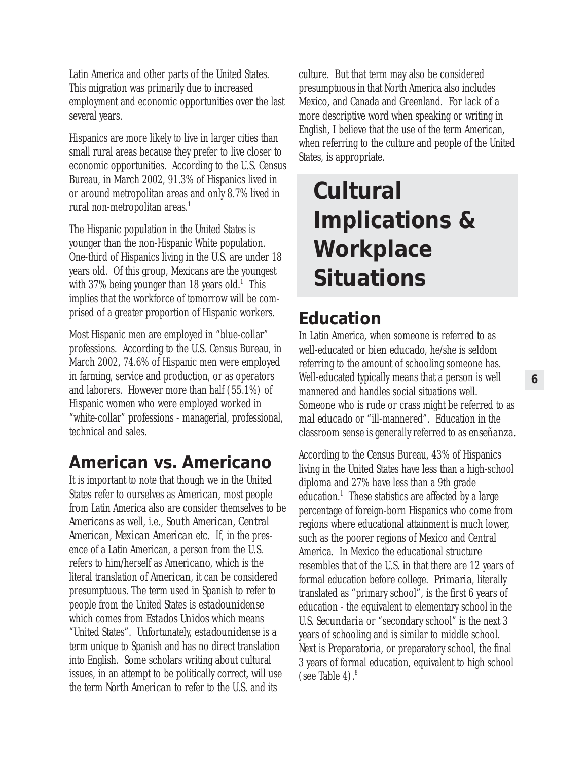Latin America and other parts of the United States. This migration was primarily due to increased employment and economic opportunities over the last several years.

Hispanics are more likely to live in larger cities than small rural areas because they prefer to live closer to economic opportunities. According to the U.S. Census Bureau, in March 2002, 91.3% of Hispanics lived in or around metropolitan areas and only 8.7% lived in rural non-metropolitan areas.[1]

The Hispanic population in the United States is younger than the non-Hispanic White population. One-third of Hispanics living in the U.S. are under 18 years old. Of this group, Mexicans are the youngest with 37% being younger than 18 years old.[1] This implies that the workforce of tomorrow will be comprised of a greater proportion of Hispanic workers.

Most Hispanic men are employed in "blue-collar" professions. According to the U.S. Census Bureau, in March 2002, 74.6% of Hispanic men were employed in farming, service and production, or as operators and laborers. However more than half (55.1%) of Hispanic women who were employed worked in "white-collar" professions - managerial, professional, technical and sales.

## American vs. Americano

It is important to note that though we in the United States refer to ourselves as *American*, most people from Latin America also are consider themselves to be *Americans* as well, i.e., *South American*, *Central American*, *Mexican American* etc. If, in the presence of a Latin American, a person from the U.S. refers to him/herself as *Americano*, which is the literal translation of *American*, it can be considered presumptuous. The term used in Spanish to refer to people from the United States is *estadounidense* which comes from *Estados Unidos* which means "United States". Unfortunately, *estadounidense* is a term unique to Spanish and has no direct translation into English. Some scholars writing about cultural issues, in an attempt to be politically correct, will use the term *North American* to refer to the U.S. and its culture. But that term may also be considered presumptuous in that North America also includes Mexico, and Canada and Greenland. For lack of a more descriptive word when speaking or writing in English, I believe that the use of the term American, when referring to the culture and people of the United States, is appropriate.

# Cultural Implications & Workplace Situations

## Education

In Latin America, when someone is referred to as well-educated or *bien educado*, he/she is seldom referring to the amount of schooling someone has. Well-educated typically means that a person is well mannered and handles social situations well. Someone who is rude or crass might be referred to as *mal educado* or "ill-mannered". Education in the classroom sense is generally referred to as *enseñanza*.

According to the Census Bureau, 43% of Hispanics living in the United States have less than a high-school diploma and 27% have less than a 9th grade education.[1] These statistics are affected by a large percentage of foreign-born Hispanics who come from regions where educational attainment is much lower, such as the poorer regions of Mexico and Central America. In Mexico the educational structure resembles that of the U.S. in that there are 12 years of formal education before college. *Primaria*, literally translated as "primary school", is the first 6 years of education - the equivalent to elementary school in the U.S. *Secundaria* or "secondary school" is the next 3 years of schooling and is similar to middle school. Next is *Preparatoria*, or preparatory school, the final 3 years of formal education, equivalent to high school (see Table 4).[8]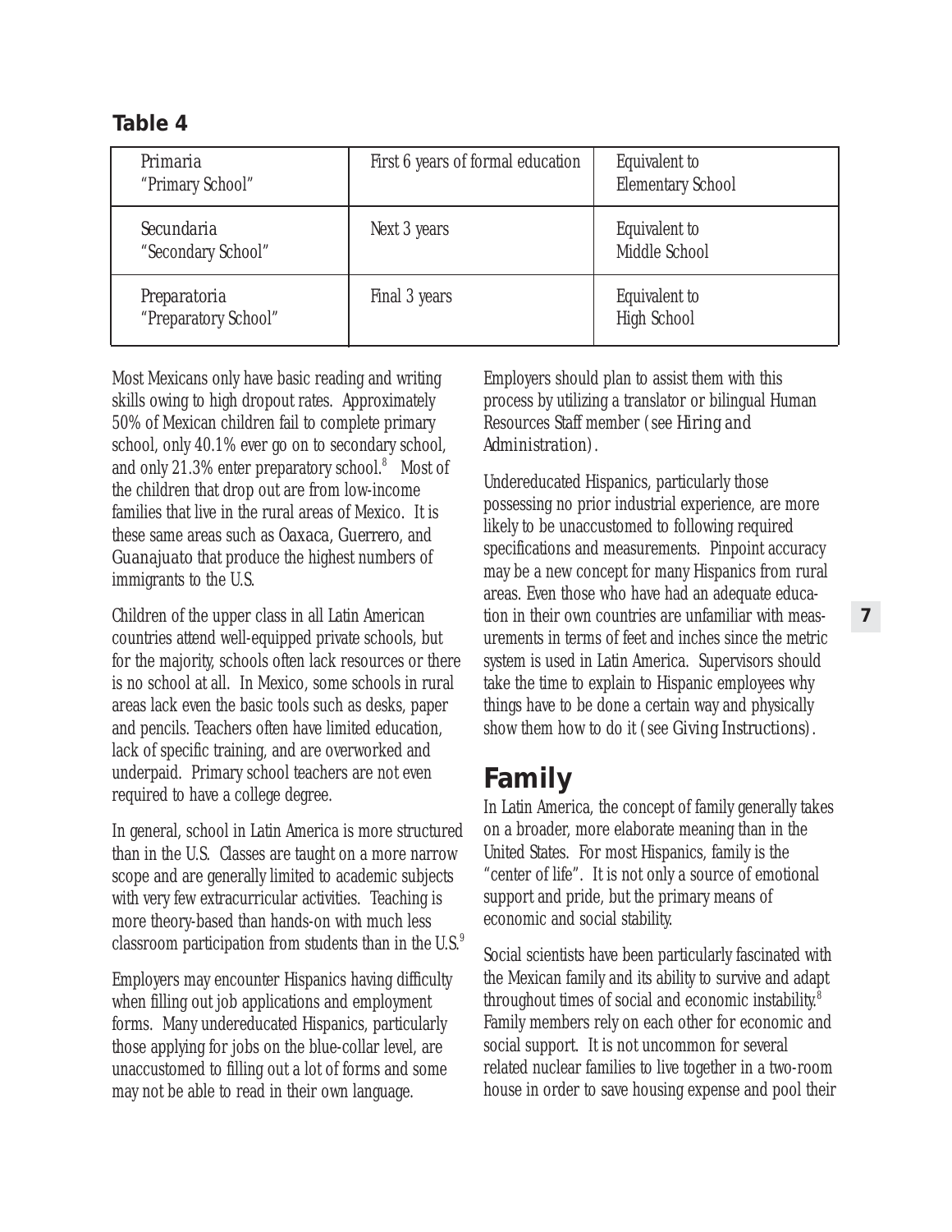**Table 4**

| | | |
|---|---|---|
| Primaria<br>"Primary School" | First 6 years of formal education | Equivalent to<br>Elementary School |
| Secundaria<br>"Secondary School" | Next 3 years | Equivalent to<br>Middle School |
| Preparatoria<br>"Preparatory School" | Final 3 years | Equivalent to<br>High School |

Most Mexicans only have basic reading and writing skills owing to high dropout rates. Approximately 50% of Mexican children fail to complete primary school, only 40.1% ever go on to secondary school, and only 21.3% enter preparatory school.[8] Most of the children that drop out are from low-income families that live in the rural areas of Mexico. It is these same areas such as Oaxaca, Guerrero, and Guanajuato that produce the highest numbers of immigrants to the U.S.

Children of the upper class in all Latin American countries attend well-equipped private schools, but for the majority, schools often lack resources or there is no school at all. In Mexico, some schools in rural areas lack even the basic tools such as desks, paper and pencils. Teachers often have limited education, lack of specific training, and are overworked and underpaid. Primary school teachers are not even required to have a college degree.

In general, school in Latin America is more structured than in the U.S. Classes are taught on a more narrow scope and are generally limited to academic subjects with very few extracurricular activities. Teaching is more theory-based than hands-on with much less classroom participation from students than in the U.S.[9]

Employers may encounter Hispanics having difficulty when filling out job applications and employment forms. Many undereducated Hispanics, particularly those applying for jobs on the blue-collar level, are unaccustomed to filling out a lot of forms and some may not be able to read in their own language. Employers should plan to assist them with this process by utilizing a translator or bilingual Human Resources Staff member (see *Hiring and Administration*).

Undereducated Hispanics, particularly those possessing no prior industrial experience, are more likely to be unaccustomed to following required specifications and measurements. Pinpoint accuracy may be a new concept for many Hispanics from rural areas. Even those who have had an adequate education in their own countries are unfamiliar with measurements in terms of feet and inches since the metric system is used in Latin America. Supervisors should take the time to explain to Hispanic employees why things have to be done a certain way and physically show them how to do it (see *Giving Instructions*).

## Family

In Latin America, the concept of family generally takes on a broader, more elaborate meaning than in the United States. For most Hispanics, family is the "center of life". It is not only a source of emotional support and pride, but the primary means of economic and social stability.

Social scientists have been particularly fascinated with the Mexican family and its ability to survive and adapt throughout times of social and economic instability.[8] Family members rely on each other for economic and social support. It is not uncommon for several related nuclear families to live together in a two-room house in order to save housing expense and pool their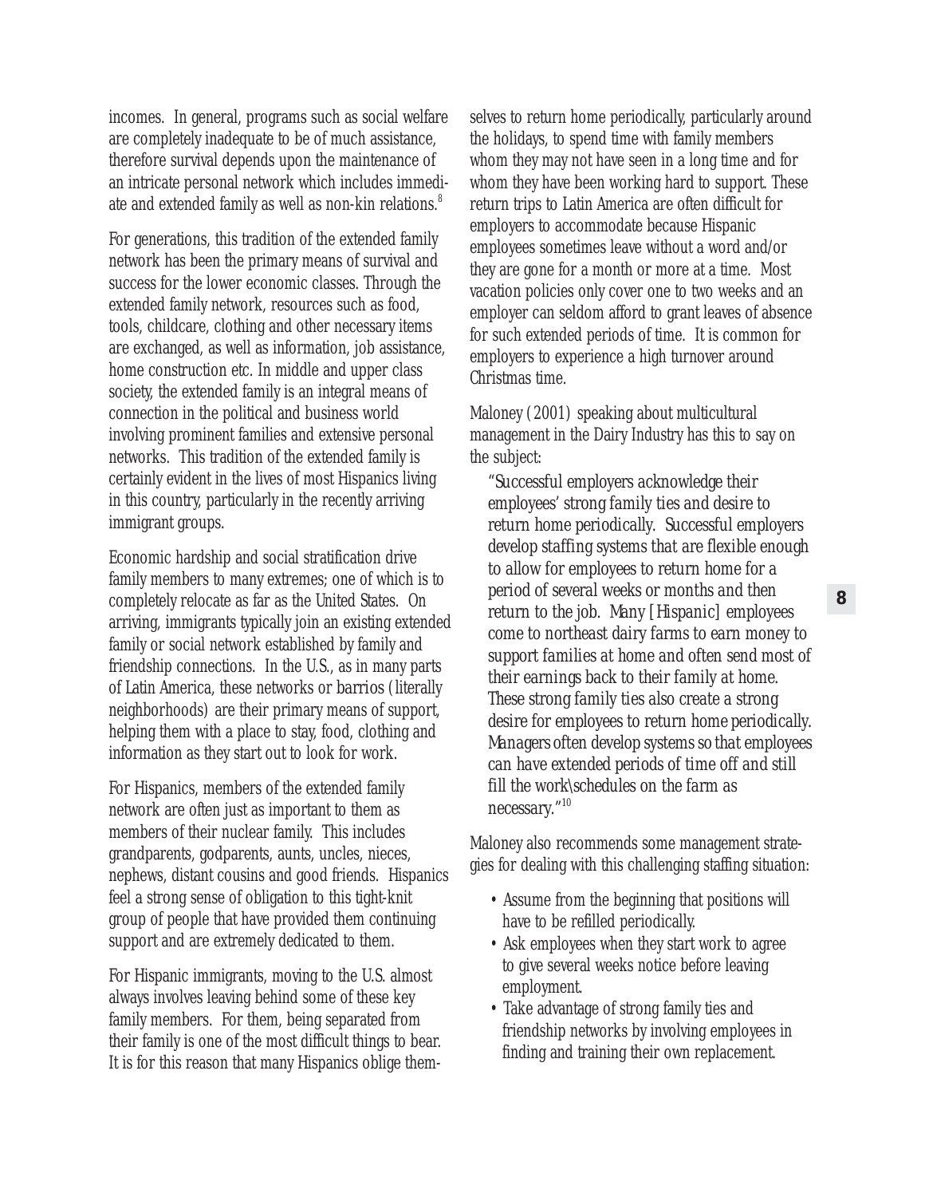incomes. In general, programs such as social welfare are completely inadequate to be of much assistance, therefore survival depends upon the maintenance of an intricate personal network which includes immediate and extended family as well as non-kin relations.[8]

For generations, this tradition of the extended family network has been the primary means of survival and success for the lower economic classes. Through the extended family network, resources such as food, tools, childcare, clothing and other necessary items are exchanged, as well as information, job assistance, home construction etc. In middle and upper class society, the extended family is an integral means of connection in the political and business world involving prominent families and extensive personal networks. This tradition of the extended family is certainly evident in the lives of most Hispanics living in this country, particularly in the recently arriving immigrant groups.

Economic hardship and social stratification drive family members to many extremes; one of which is to completely relocate as far as the United States. On arriving, immigrants typically join an existing extended family or social network established by family and friendship connections. In the U.S., as in many parts of Latin America, these networks or *barrios* (literally neighborhoods) are their primary means of support, helping them with a place to stay, food, clothing and information as they start out to look for work.

For Hispanics, members of the extended family network are often just as important to them as members of their nuclear family. This includes grandparents, godparents, aunts, uncles, nieces, nephews, distant cousins and good friends. Hispanics feel a strong sense of obligation to this tight-knit group of people that have provided them continuing support and are extremely dedicated to them.

For Hispanic immigrants, moving to the U.S. almost always involves leaving behind some of these key family members. For them, being separated from their family is one of the most difficult things to bear. It is for this reason that many Hispanics oblige themselves to return home periodically, particularly around the holidays, to spend time with family members whom they may not have seen in a long time and for whom they have been working hard to support. These return trips to Latin America are often difficult for employers to accommodate because Hispanic employees sometimes leave without a word and/or they are gone for a month or more at a time. Most vacation policies only cover one to two weeks and an employer can seldom afford to grant leaves of absence for such extended periods of time. It is common for employers to experience a high turnover around Christmas time.

Maloney (2001) speaking about multicultural management in the Dairy Industry has this to say on the subject:

> *"Successful employers acknowledge their employees' strong family ties and desire to return home periodically. Successful employers develop staffing systems that are flexible enough to allow for employees to return home for a period of several weeks or months and then return to the job. Many [Hispanic] employees come to northeast dairy farms to earn money to support families at home and often send most of their earnings back to their family at home. These strong family ties also create a strong desire for employees to return home periodically. Managers often develop systems so that employees can have extended periods of time off and still fill the work\schedules on the farm as necessary."*[10]

Maloney also recommends some management strategies for dealing with this challenging staffing situation:

- Assume from the beginning that positions will have to be refilled periodically.
- Ask employees when they start work to agree to give several weeks notice before leaving employment.
- Take advantage of strong family ties and friendship networks by involving employees in finding and training their own replacement.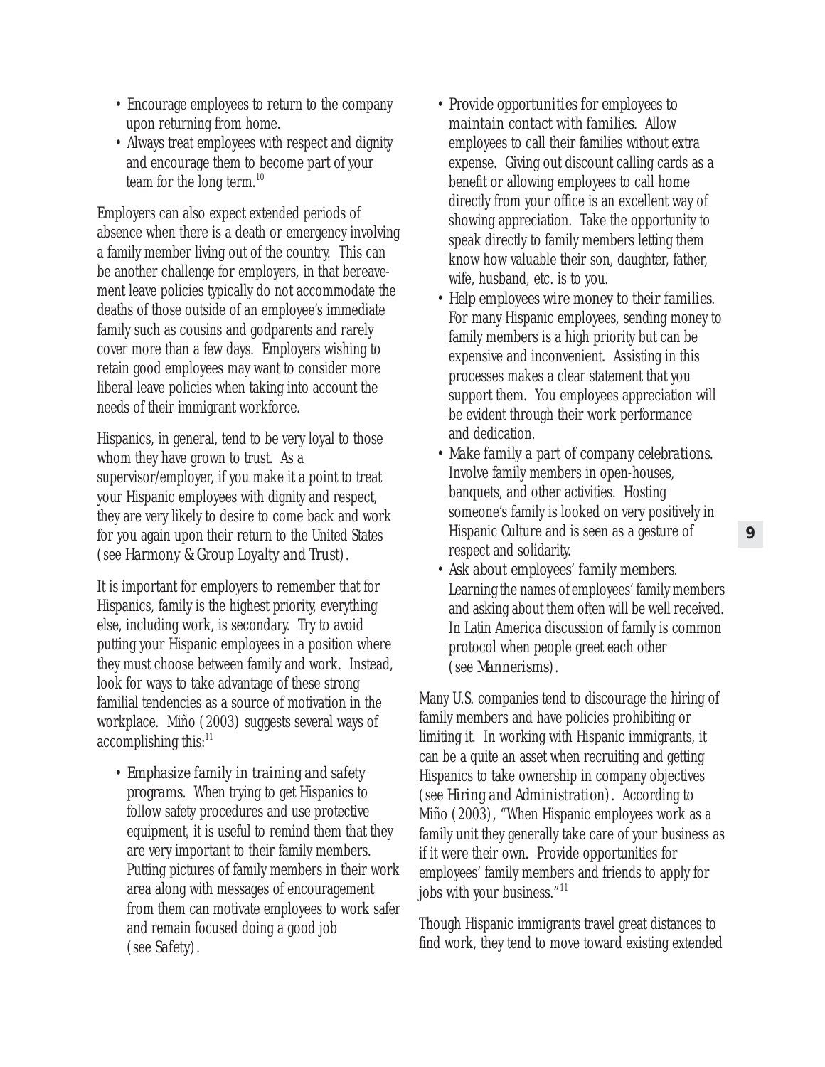- Encourage employees to return to the company upon returning from home.
- Always treat employees with respect and dignity and encourage them to become part of your team for the long term.[10]

Employers can also expect extended periods of absence when there is a death or emergency involving a family member living out of the country. This can be another challenge for employers, in that bereavement leave policies typically do not accommodate the deaths of those outside of an employee's immediate family such as cousins and godparents and rarely cover more than a few days. Employers wishing to retain good employees may want to consider more liberal leave policies when taking into account the needs of their immigrant workforce.

Hispanics, in general, tend to be very loyal to those whom they have grown to trust. As a supervisor/employer, if you make it a point to treat your Hispanic employees with dignity and respect, they are very likely to desire to come back and work for you again upon their return to the United States (see *Harmony & Group Loyalty and Trust*).

It is important for employers to remember that for Hispanics, family is the highest priority, everything else, including work, is secondary. Try to avoid putting your Hispanic employees in a position where they must choose between family and work. Instead, look for ways to take advantage of these strong familial tendencies as a source of motivation in the workplace. Miño (2003) suggests several ways of accomplishing this:[11]

- *Emphasize family in training and safety programs.* When trying to get Hispanics to follow safety procedures and use protective equipment, it is useful to remind them that they are very important to their family members. Putting pictures of family members in their work area along with messages of encouragement from them can motivate employees to work safer and remain focused doing a good job (see *Safety*).
- *Provide opportunities for employees to maintain contact with families.* Allow employees to call their families without extra expense. Giving out discount calling cards as a benefit or allowing employees to call home directly from your office is an excellent way of showing appreciation. Take the opportunity to speak directly to family members letting them know how valuable their son, daughter, father, wife, husband, etc. is to you.
- *Help employees wire money to their families.* For many Hispanic employees, sending money to family members is a high priority but can be expensive and inconvenient. Assisting in this processes makes a clear statement that you support them. You employees appreciation will be evident through their work performance and dedication.
- *Make family a part of company celebrations.* Involve family members in open-houses, banquets, and other activities. Hosting someone's family is looked on very positively in Hispanic Culture and is seen as a gesture of respect and solidarity.
- *Ask about employees' family members.* Learning the names of employees' family members and asking about them often will be well received. In Latin America discussion of family is common protocol when people greet each other (see *Mannerisms*).

Many U.S. companies tend to discourage the hiring of family members and have policies prohibiting or limiting it. In working with Hispanic immigrants, it can be a quite an asset when recruiting and getting Hispanics to take ownership in company objectives (see *Hiring and Administration*). According to Miño (2003), "When Hispanic employees work as a family unit they generally take care of your business as if it were their own. Provide opportunities for employees' family members and friends to apply for jobs with your business."[11]

Though Hispanic immigrants travel great distances to find work, they tend to move toward existing extended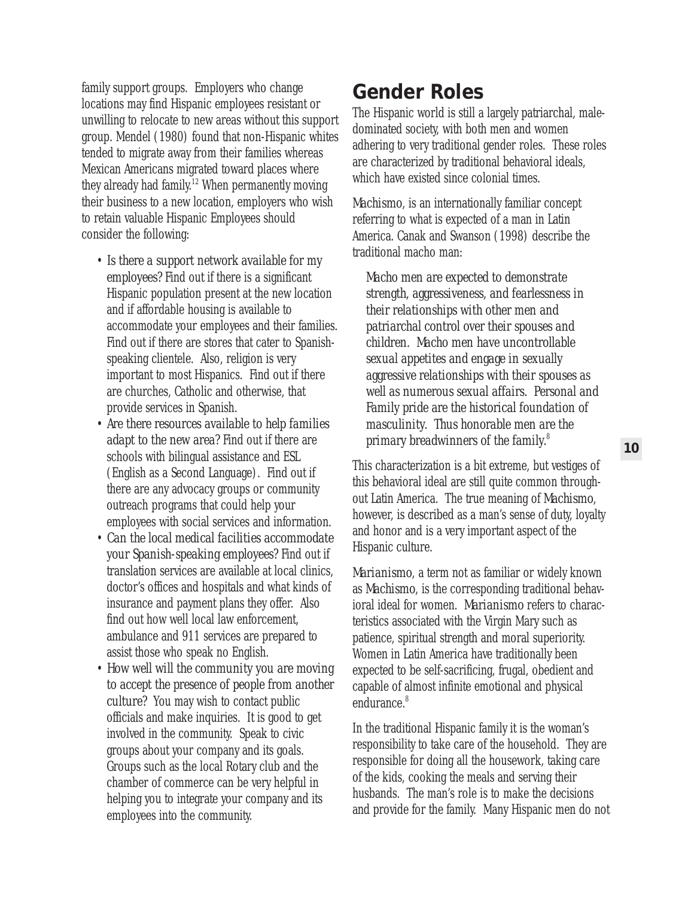family support groups. Employers who change locations may find Hispanic employees resistant or unwilling to relocate to new areas without this support group. Mendel (1980) found that non-Hispanic whites tended to migrate away from their families whereas Mexican Americans migrated toward places where they already had family.[12] When permanently moving their business to a new location, employers who wish to retain valuable Hispanic Employees should consider the following:

- Is there a support network available for my employees? Find out if there is a significant Hispanic population present at the new location and if affordable housing is available to accommodate your employees and their families. Find out if there are stores that cater to Spanish-speaking clientele. Also, religion is very important to most Hispanics. Find out if there are churches, Catholic and otherwise, that provide services in Spanish.
- Are there resources available to help families adapt to the new area? Find out if there are schools with bilingual assistance and ESL (English as a Second Language). Find out if there are any advocacy groups or community outreach programs that could help your employees with social services and information.
- Can the local medical facilities accommodate your Spanish-speaking employees? Find out if translation services are available at local clinics, doctor's offices and hospitals and what kinds of insurance and payment plans they offer. Also find out how well local law enforcement, ambulance and 911 services are prepared to assist those who speak no English.
- How well will the community you are moving to accept the presence of people from another culture? You may wish to contact public officials and make inquiries. It is good to get involved in the community. Speak to civic groups about your company and its goals. Groups such as the local Rotary club and the chamber of commerce can be very helpful in helping you to integrate your company and its employees into the community.

## Gender Roles

The Hispanic world is still a largely patriarchal, male-dominated society, with both men and women adhering to very traditional gender roles. These roles are characterized by traditional behavioral ideals, which have existed since colonial times.

*Machismo*, is an internationally familiar concept referring to what is expected of a man in Latin America. Canak and Swanson (1998) describe the traditional macho man:

> Macho men are expected to demonstrate strength, aggressiveness, and fearlessness in their relationships with other men and patriarchal control over their spouses and children. Macho men have uncontrollable sexual appetites and engage in sexually aggressive relationships with their spouses as well as numerous sexual affairs. Personal and Family pride are the historical foundation of masculinity. Thus honorable men are the primary breadwinners of the family.[8]

This characterization is a bit extreme, but vestiges of this behavioral ideal are still quite common throughout Latin America. The true meaning of Machismo, however, is described as a man's sense of duty, loyalty and honor and is a very important aspect of the Hispanic culture.

*Marianismo*, a term not as familiar or widely known as Machismo, is the corresponding traditional behavioral ideal for women. *Marianismo* refers to characteristics associated with the Virgin Mary such as patience, spiritual strength and moral superiority. Women in Latin America have traditionally been expected to be self-sacrificing, frugal, obedient and capable of almost infinite emotional and physical endurance.[8]

In the traditional Hispanic family it is the woman's responsibility to take care of the household. They are responsible for doing all the housework, taking care of the kids, cooking the meals and serving their husbands. The man's role is to make the decisions and provide for the family. Many Hispanic men do not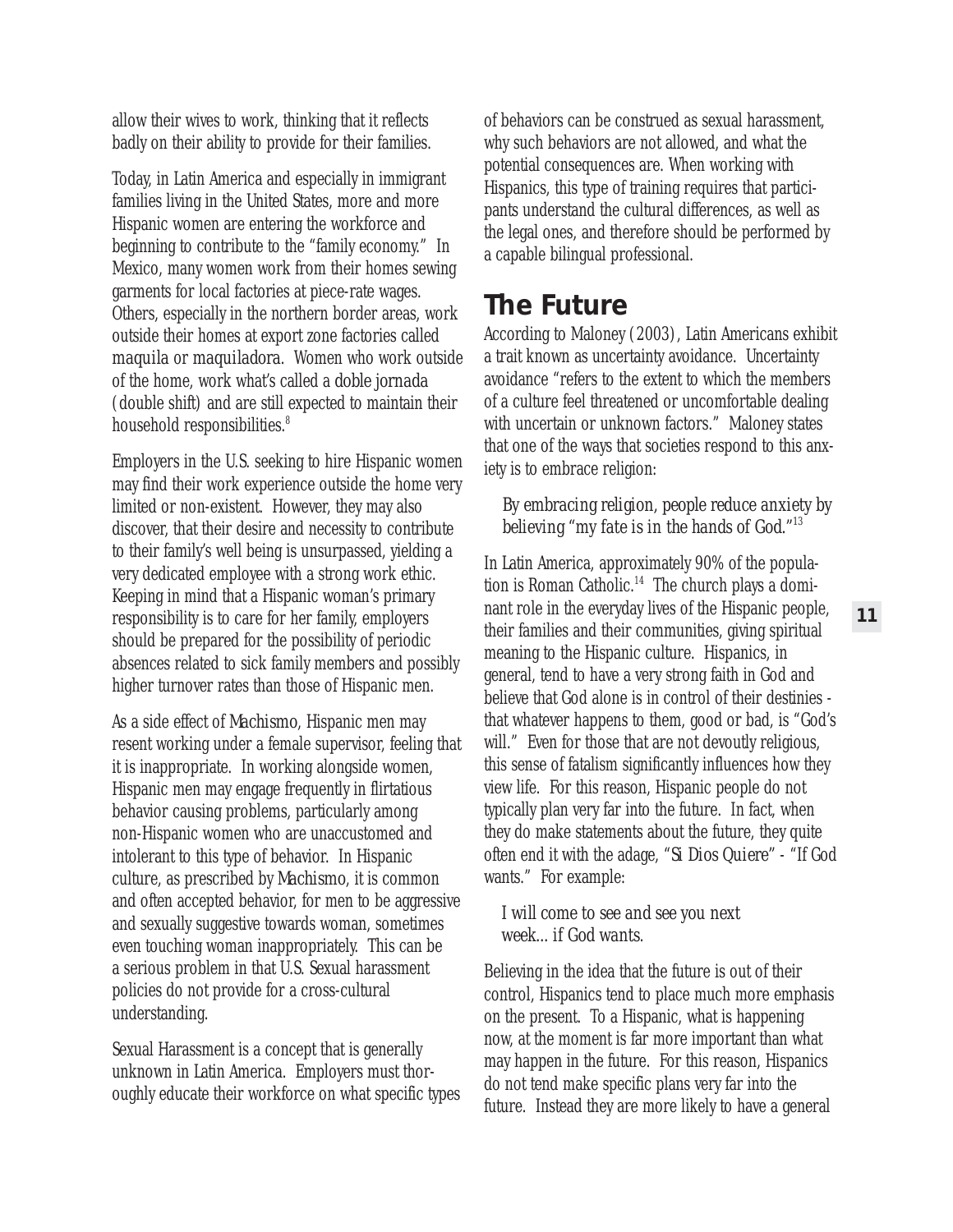allow their wives to work, thinking that it reflects badly on their ability to provide for their families.

Today, in Latin America and especially in immigrant families living in the United States, more and more Hispanic women are entering the workforce and beginning to contribute to the "family economy." In Mexico, many women work from their homes sewing garments for local factories at piece-rate wages. Others, especially in the northern border areas, work outside their homes at export zone factories called *maquila* or *maquiladora*. Women who work outside of the home, work what's called a *doble jornada* (double shift) and are still expected to maintain their household responsibilities.[8]

Employers in the U.S. seeking to hire Hispanic women may find their work experience outside the home very limited or non-existent. However, they may also discover, that their desire and necessity to contribute to their family's well being is unsurpassed, yielding a very dedicated employee with a strong work ethic. Keeping in mind that a Hispanic woman's primary responsibility is to care for her family, employers should be prepared for the possibility of periodic absences related to sick family members and possibly higher turnover rates than those of Hispanic men.

As a side effect of *Machismo*, Hispanic men may resent working under a female supervisor, feeling that it is inappropriate. In working alongside women, Hispanic men may engage frequently in flirtatious behavior causing problems, particularly among non-Hispanic women who are unaccustomed and intolerant to this type of behavior. In Hispanic culture, as prescribed by *Machismo*, it is common and often accepted behavior, for men to be aggressive and sexually suggestive towards woman, sometimes even touching woman inappropriately. This can be a serious problem in that U.S. Sexual harassment policies do not provide for a cross-cultural understanding.

Sexual Harassment is a concept that is generally unknown in Latin America. Employers must thoroughly educate their workforce on what specific types of behaviors can be construed as sexual harassment, why such behaviors are not allowed, and what the potential consequences are. When working with Hispanics, this type of training requires that participants understand the cultural differences, as well as the legal ones, and therefore should be performed by a capable bilingual professional.

## The Future

According to Maloney (2003), Latin Americans exhibit a trait known as uncertainty avoidance. Uncertainty avoidance "refers to the extent to which the members of a culture feel threatened or uncomfortable dealing with uncertain or unknown factors." Maloney states that one of the ways that societies respond to this anxiety is to embrace religion:

> *By embracing religion, people reduce anxiety by believing "my fate is in the hands of God."*[13]

In Latin America, approximately 90% of the population is Roman Catholic.[14] The church plays a dominant role in the everyday lives of the Hispanic people, their families and their communities, giving spiritual meaning to the Hispanic culture. Hispanics, in general, tend to have a very strong faith in God and believe that God alone is in control of their destinies - that whatever happens to them, good or bad, is "God's will." Even for those that are not devoutly religious, this sense of fatalism significantly influences how they view life. For this reason, Hispanic people do not typically plan very far into the future. In fact, when they do make statements about the future, they quite often end it with the adage, "*Si Dios Quiere*" - "If God wants." For example:

> *I will come to see and see you next week... if God wants.*

Believing in the idea that the future is out of their control, Hispanics tend to place much more emphasis on the present. To a Hispanic, what is happening now, at the moment is far more important than what may happen in the future. For this reason, Hispanics do not tend make specific plans very far into the future. Instead they are more likely to have a general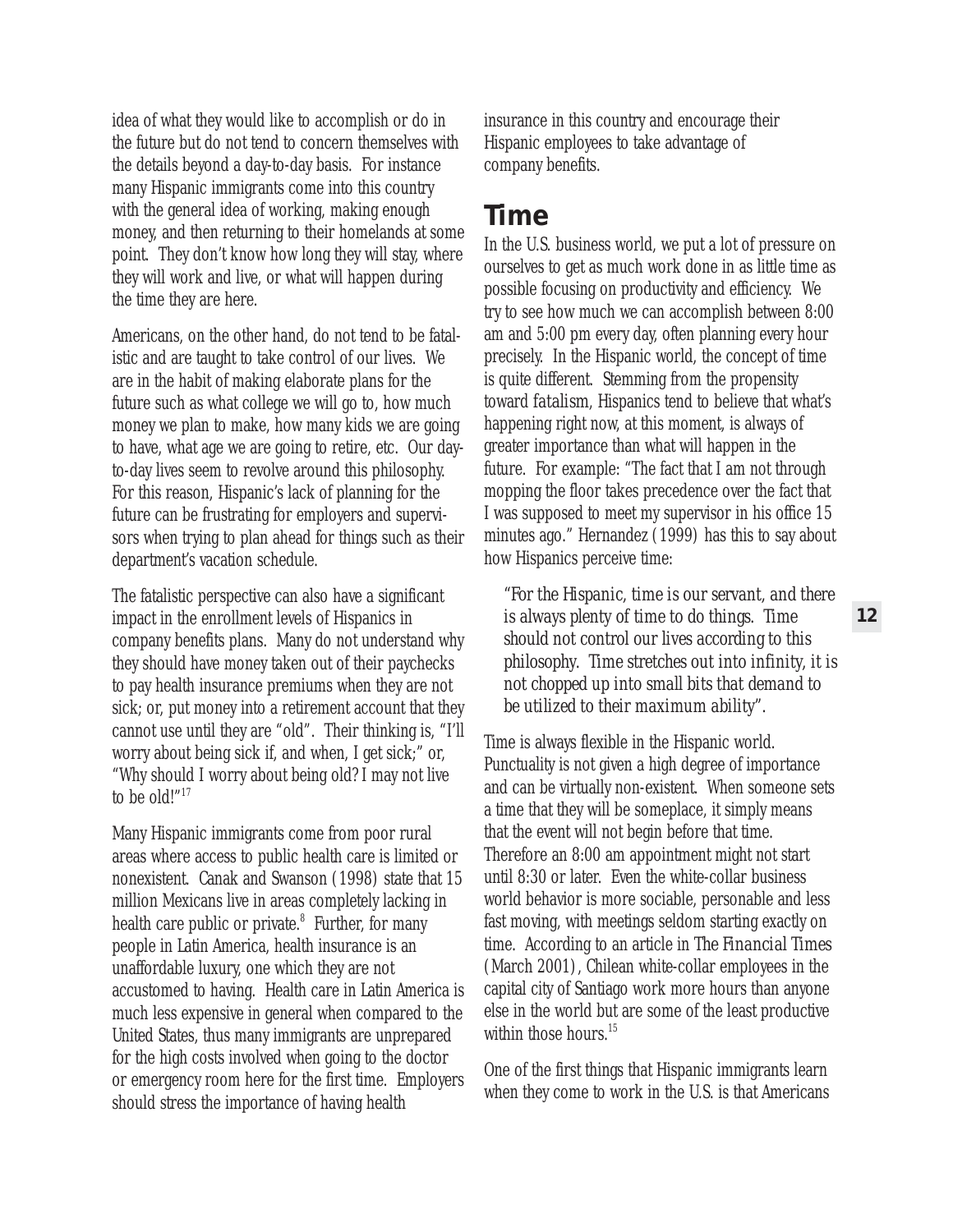idea of what they would like to accomplish or do in the future but do not tend to concern themselves with the details beyond a day-to-day basis. For instance many Hispanic immigrants come into this country with the general idea of working, making enough money, and then returning to their homelands at some point. They don't know how long they will stay, where they will work and live, or what will happen during the time they are here.

Americans, on the other hand, do not tend to be fatalistic and are taught to take control of our lives. We are in the habit of making elaborate plans for the future such as what college we will go to, how much money we plan to make, how many kids we are going to have, what age we are going to retire, etc. Our day-to-day lives seem to revolve around this philosophy. For this reason, Hispanic's lack of planning for the future can be frustrating for employers and supervisors when trying to plan ahead for things such as their department's vacation schedule.

The fatalistic perspective can also have a significant impact in the enrollment levels of Hispanics in company benefits plans. Many do not understand why they should have money taken out of their paychecks to pay health insurance premiums when they are not sick; or, put money into a retirement account that they cannot use until they are "old". Their thinking is, "I'll worry about being sick if, and when, I get sick;" or, "Why should I worry about being old? I may not live to be old!"[17]

Many Hispanic immigrants come from poor rural areas where access to public health care is limited or nonexistent. Canak and Swanson (1998) state that 15 million Mexicans live in areas completely lacking in health care public or private.[8] Further, for many people in Latin America, health insurance is an unaffordable luxury, one which they are not accustomed to having. Health care in Latin America is much less expensive in general when compared to the United States, thus many immigrants are unprepared for the high costs involved when going to the doctor or emergency room here for the first time. Employers should stress the importance of having health insurance in this country and encourage their Hispanic employees to take advantage of company benefits.

## Time

In the U.S. business world, we put a lot of pressure on ourselves to get as much work done in as little time as possible focusing on productivity and efficiency. We try to see how much we can accomplish between 8:00 am and 5:00 pm every day, often planning every hour precisely. In the Hispanic world, the concept of time is quite different. Stemming from the propensity toward *fatalism*, Hispanics tend to believe that what's happening right now, at this moment, is always of greater importance than what will happen in the future. For example: "The fact that I am not through mopping the floor takes precedence over the fact that I was supposed to meet my supervisor in his office 15 minutes ago." Hernandez (1999) has this to say about how Hispanics perceive time:

> *"For the Hispanic, time is our servant, and there is always plenty of time to do things. Time should not control our lives according to this philosophy. Time stretches out into infinity, it is not chopped up into small bits that demand to be utilized to their maximum ability".*

Time is always flexible in the Hispanic world. Punctuality is not given a high degree of importance and can be virtually non-existent. When someone sets a time that they will be someplace, it simply means that the event will not begin before that time. Therefore an 8:00 am appointment might not start until 8:30 or later. Even the white-collar business world behavior is more sociable, personable and less fast moving, with meetings seldom starting exactly on time. According to an article in *The Financial Times* (March 2001), Chilean white-collar employees in the capital city of Santiago work more hours than anyone else in the world but are some of the least productive within those hours.[15]

One of the first things that Hispanic immigrants learn when they come to work in the U.S. is that Americans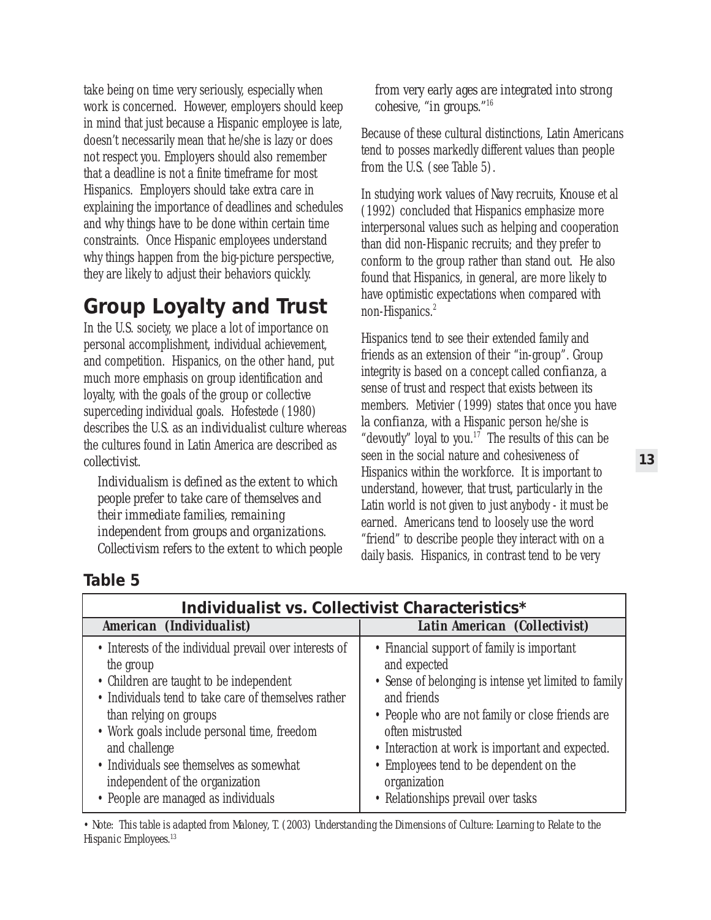take being on time very seriously, especially when work is concerned. However, employers should keep in mind that just because a Hispanic employee is late, doesn't necessarily mean that he/she is lazy or does not respect you. Employers should also remember that a deadline is not a finite timeframe for most Hispanics. Employers should take extra care in explaining the importance of deadlines and schedules and why things have to be done within certain time constraints. Once Hispanic employees understand why things happen from the big-picture perspective, they are likely to adjust their behaviors quickly.

## Group Loyalty and Trust

In the U.S. society, we place a lot of importance on personal accomplishment, individual achievement, and competition. Hispanics, on the other hand, put much more emphasis on group identification and loyalty, with the goals of the group or collective superceding individual goals. Hofestede (1980) describes the U.S. as an individualist culture whereas the cultures found in Latin America are described as collectivist.

> *Individualism is defined as the extent to which people prefer to take care of themselves and their immediate families, remaining independent from groups and organizations. Collectivism refers to the extent to which people from very early ages are integrated into strong cohesive, "in groups."*[16]

Because of these cultural distinctions, Latin Americans tend to posses markedly different values than people from the U.S. (see Table 5).

In studying work values of Navy recruits, Knouse et al (1992) concluded that Hispanics emphasize more interpersonal values such as helping and cooperation than did non-Hispanic recruits; and they prefer to conform to the group rather than stand out. He also found that Hispanics, in general, are more likely to have optimistic expectations when compared with non-Hispanics.[2]

Hispanics tend to see their extended family and friends as an extension of their "in-group". Group integrity is based on a concept called *confianza*, a sense of trust and respect that exists between its members. Metivier (1999) states that once you have *la confianza*, with a Hispanic person he/she is "devoutly" loyal to you.[17] The results of this can be seen in the social nature and cohesiveness of Hispanics within the workforce. It is important to understand, however, that trust, particularly in the Latin world is not given to just anybody - it must be earned. Americans tend to loosely use the word "friend" to describe people they interact with on a daily basis. Hispanics, in contrast tend to be very

### Table 5

**Individualist vs. Collectivist Characteristics***

| *American (Individualist)* | *Latin American (Collectivist)* |
|---|---|
| • Interests of the individual prevail over interests of the group<br>• Children are taught to be independent<br>• Individuals tend to take care of themselves rather than relying on groups<br>• Work goals include personal time, freedom and challenge<br>• Individuals see themselves as somewhat independent of the organization<br>• People are managed as individuals | • Financial support of family is important and expected<br>• Sense of belonging is intense yet limited to family and friends<br>• People who are not family or close friends are often mistrusted<br>• Interaction at work is important and expected.<br>• Employees tend to be dependent on the organization<br>• Relationships prevail over tasks |

*• Note: This table is adapted from Maloney, T. (2003) Understanding the Dimensions of Culture: Learning to Relate to the Hispanic Employees.*[13]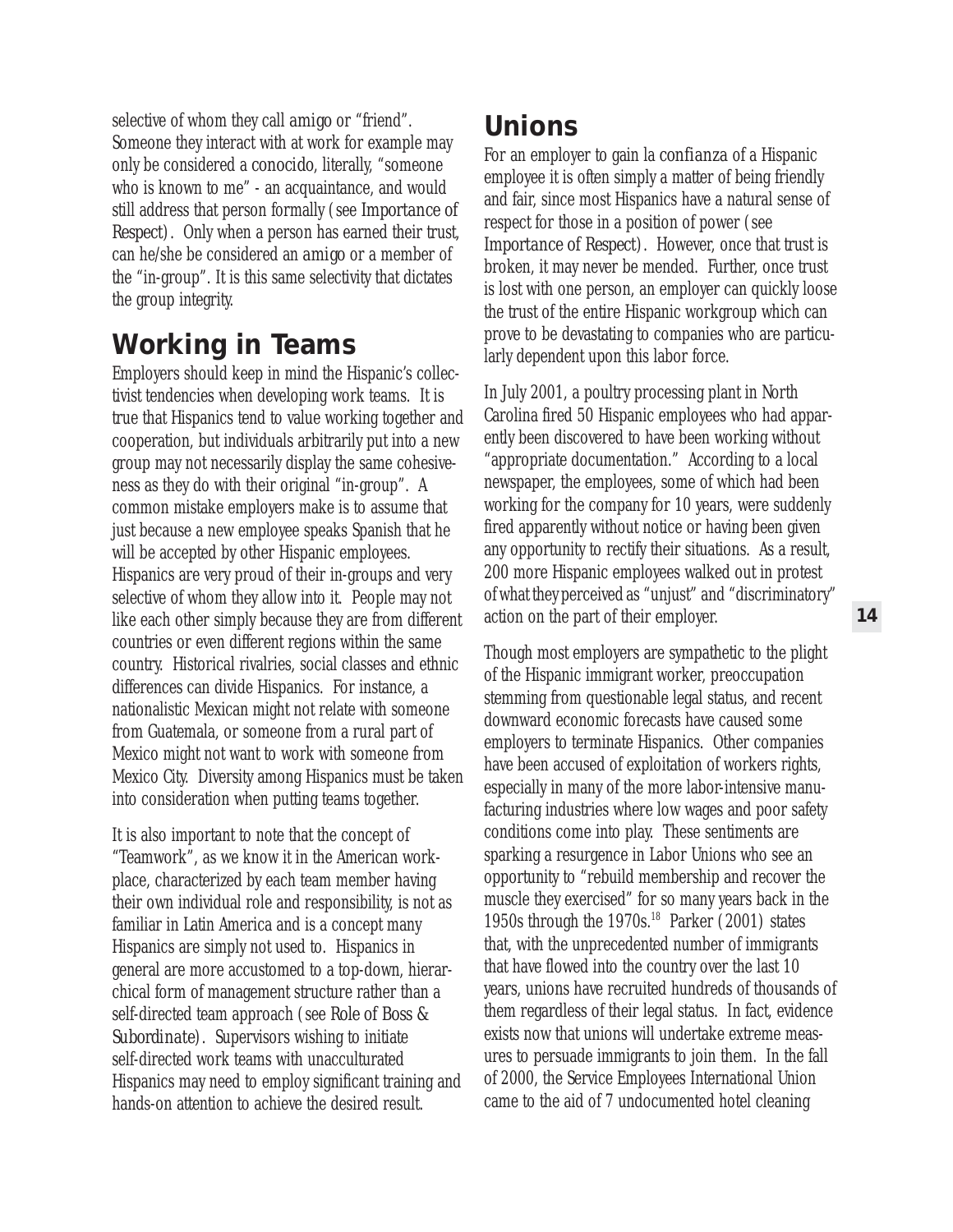selective of whom they call *amigo* or "friend". Someone they interact with at work for example may only be considered a *conocido*, literally, "someone who is known to me" - an acquaintance, and would still address that person formally (see *Importance of Respect*). Only when a person has earned their trust, can he/she be considered an *amigo* or a member of the "in-group". It is this same selectivity that dictates the group integrity.

## Working in Teams

Employers should keep in mind the Hispanic's collectivist tendencies when developing work teams. It is true that Hispanics tend to value working together and cooperation, but individuals arbitrarily put into a new group may not necessarily display the same cohesiveness as they do with their original "in-group". A common mistake employers make is to assume that just because a new employee speaks Spanish that he will be accepted by other Hispanic employees. Hispanics are very proud of their in-groups and very selective of whom they allow into it. People may not like each other simply because they are from different countries or even different regions within the same country. Historical rivalries, social classes and ethnic differences can divide Hispanics. For instance, a nationalistic Mexican might not relate with someone from Guatemala, or someone from a rural part of Mexico might not want to work with someone from Mexico City. Diversity among Hispanics must be taken into consideration when putting teams together.

It is also important to note that the concept of "Teamwork", as we know it in the American workplace, characterized by each team member having their own individual role and responsibility, is not as familiar in Latin America and is a concept many Hispanics are simply not used to. Hispanics in general are more accustomed to a top-down, hierarchical form of management structure rather than a self-directed team approach (see *Role of Boss & Subordinate*). Supervisors wishing to initiate self-directed work teams with unacculturated Hispanics may need to employ significant training and hands-on attention to achieve the desired result.

## Unions

For an employer to gain *la confianza* of a Hispanic employee it is often simply a matter of being friendly and fair, since most Hispanics have a natural sense of respect for those in a position of power (see *Importance of Respect*). However, once that trust is broken, it may never be mended. Further, once trust is lost with one person, an employer can quickly loose the trust of the entire Hispanic workgroup which can prove to be devastating to companies who are particularly dependent upon this labor force.

In July 2001, a poultry processing plant in North Carolina fired 50 Hispanic employees who had apparently been discovered to have been working without "appropriate documentation." According to a local newspaper, the employees, some of which had been working for the company for 10 years, were suddenly fired apparently without notice or having been given any opportunity to rectify their situations. As a result, 200 more Hispanic employees walked out in protest of what they perceived as "unjust" and "discriminatory" action on the part of their employer.

Though most employers are sympathetic to the plight of the Hispanic immigrant worker, preoccupation stemming from questionable legal status, and recent downward economic forecasts have caused some employers to terminate Hispanics. Other companies have been accused of exploitation of workers rights, especially in many of the more labor-intensive manufacturing industries where low wages and poor safety conditions come into play. These sentiments are sparking a resurgence in Labor Unions who see an opportunity to "rebuild membership and recover the muscle they exercised" for so many years back in the 1950s through the 1970s.[18] Parker (2001) states that, with the unprecedented number of immigrants that have flowed into the country over the last 10 years, unions have recruited hundreds of thousands of them regardless of their legal status. In fact, evidence exists now that unions will undertake extreme measures to persuade immigrants to join them. In the fall of 2000, the Service Employees International Union came to the aid of 7 undocumented hotel cleaning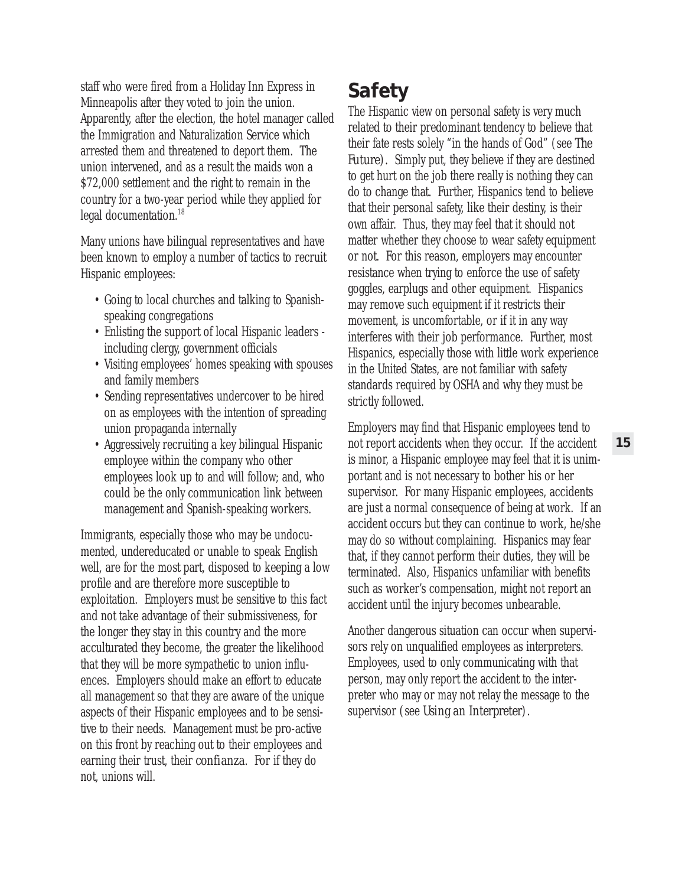staff who were fired from a Holiday Inn Express in Minneapolis after they voted to join the union. Apparently, after the election, the hotel manager called the Immigration and Naturalization Service which arrested them and threatened to deport them. The union intervened, and as a result the maids won a $72,000 settlement and the right to remain in the country for a two-year period while they applied for legal documentation.[18]

Many unions have bilingual representatives and have been known to employ a number of tactics to recruit Hispanic employees:

- Going to local churches and talking to Spanish-speaking congregations
- Enlisting the support of local Hispanic leaders - including clergy, government officials
- Visiting employees' homes speaking with spouses and family members
- Sending representatives undercover to be hired on as employees with the intention of spreading union propaganda internally
- Aggressively recruiting a key bilingual Hispanic employee within the company who other employees look up to and will follow; and, who could be the only communication link between management and Spanish-speaking workers.

Immigrants, especially those who may be undocumented, undereducated or unable to speak English well, are for the most part, disposed to keeping a low profile and are therefore more susceptible to exploitation. Employers must be sensitive to this fact and not take advantage of their submissiveness, for the longer they stay in this country and the more acculturated they become, the greater the likelihood that they will be more sympathetic to union influences. Employers should make an effort to educate all management so that they are aware of the unique aspects of their Hispanic employees and to be sensitive to their needs. Management must be pro-active on this front by reaching out to their employees and earning their trust, their *confianza*. For if they do not, unions will.

## Safety

The Hispanic view on personal safety is very much related to their predominant tendency to believe that their fate rests solely "in the hands of God" (see *The Future*). Simply put, they believe if they are destined to get hurt on the job there really is nothing they can do to change that. Further, Hispanics tend to believe that their personal safety, like their destiny, is their own affair. Thus, they may feel that it should not matter whether they choose to wear safety equipment or not. For this reason, employers may encounter resistance when trying to enforce the use of safety goggles, earplugs and other equipment. Hispanics may remove such equipment if it restricts their movement, is uncomfortable, or if it in any way interferes with their job performance. Further, most Hispanics, especially those with little work experience in the United States, are not familiar with safety standards required by OSHA and why they must be strictly followed.

Employers may find that Hispanic employees tend to not report accidents when they occur. If the accident is minor, a Hispanic employee may feel that it is unimportant and is not necessary to bother his or her supervisor. For many Hispanic employees, accidents are just a normal consequence of being at work. If an accident occurs but they can continue to work, he/she may do so without complaining. Hispanics may fear that, if they cannot perform their duties, they will be terminated. Also, Hispanics unfamiliar with benefits such as worker's compensation, might not report an accident until the injury becomes unbearable.

Another dangerous situation can occur when supervisors rely on unqualified employees as interpreters. Employees, used to only communicating with that person, may only report the accident to the interpreter who may or may not relay the message to the supervisor (see *Using an Interpreter*).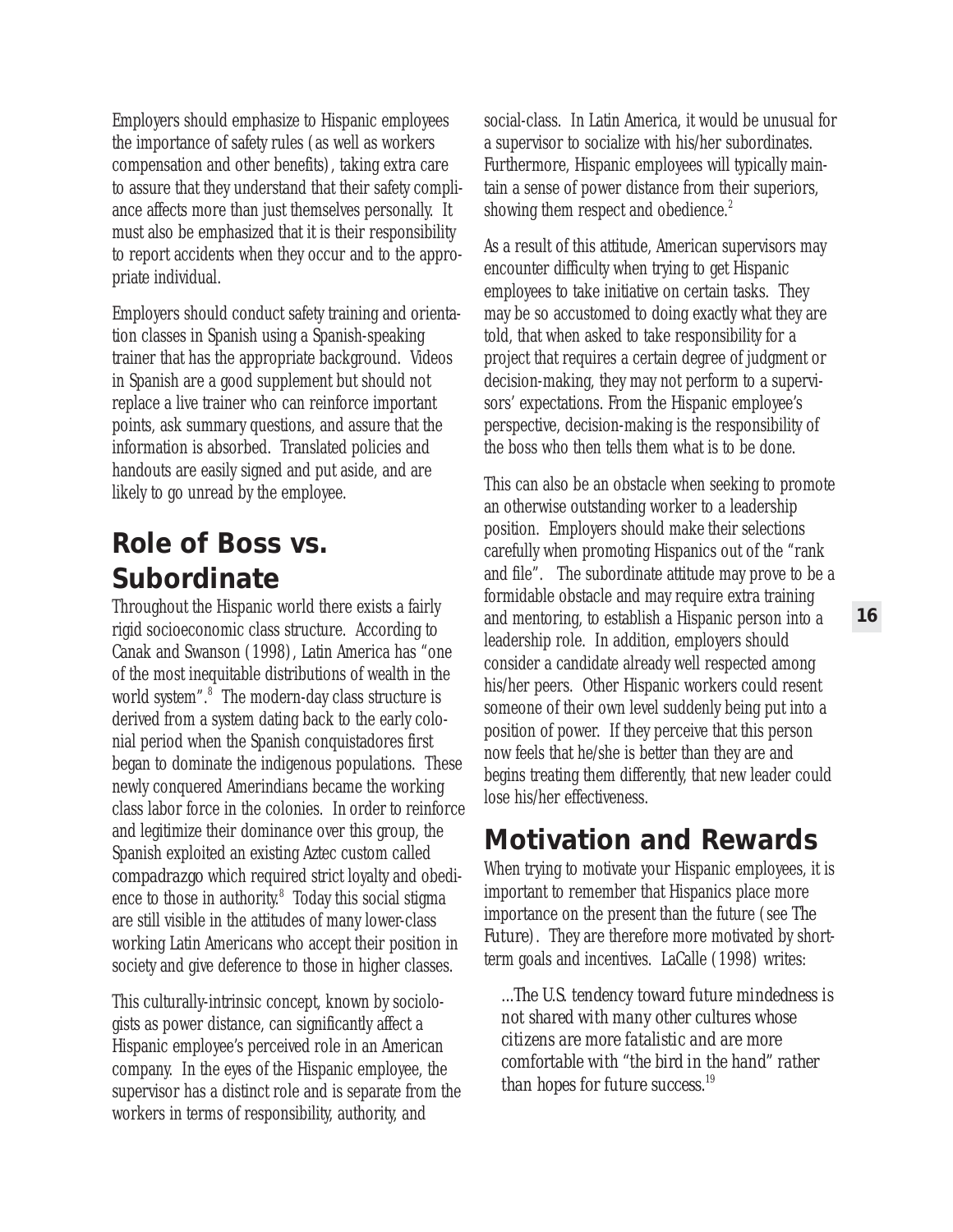Employers should emphasize to Hispanic employees the importance of safety rules (as well as workers compensation and other benefits), taking extra care to assure that they understand that their safety compliance affects more than just themselves personally. It must also be emphasized that it is their responsibility to report accidents when they occur and to the appropriate individual.

Employers should conduct safety training and orientation classes in Spanish using a Spanish-speaking trainer that has the appropriate background. Videos in Spanish are a good supplement but should not replace a live trainer who can reinforce important points, ask summary questions, and assure that the information is absorbed. Translated policies and handouts are easily signed and put aside, and are likely to go unread by the employee.

## Role of Boss vs. Subordinate

Throughout the Hispanic world there exists a fairly rigid socioeconomic class structure. According to Canak and Swanson (1998), Latin America has "one of the most inequitable distributions of wealth in the world system".[8] The modern-day class structure is derived from a system dating back to the early colonial period when the Spanish conquistadores first began to dominate the indigenous populations. These newly conquered Amerindians became the working class labor force in the colonies. In order to reinforce and legitimize their dominance over this group, the Spanish exploited an existing Aztec custom called compadrazgo which required strict loyalty and obedience to those in authority.[8] Today this social stigma are still visible in the attitudes of many lower-class working Latin Americans who accept their position in society and give deference to those in higher classes.

This culturally-intrinsic concept, known by sociologists as power distance, can significantly affect a Hispanic employee's perceived role in an American company. In the eyes of the Hispanic employee, the supervisor has a distinct role and is separate from the workers in terms of responsibility, authority, and social-class. In Latin America, it would be unusual for a supervisor to socialize with his/her subordinates. Furthermore, Hispanic employees will typically maintain a sense of power distance from their superiors, showing them respect and obedience.[2]

As a result of this attitude, American supervisors may encounter difficulty when trying to get Hispanic employees to take initiative on certain tasks. They may be so accustomed to doing exactly what they are told, that when asked to take responsibility for a project that requires a certain degree of judgment or decision-making, they may not perform to a supervisors' expectations. From the Hispanic employee's perspective, decision-making is the responsibility of the boss who then tells them what is to be done.

This can also be an obstacle when seeking to promote an otherwise outstanding worker to a leadership position. Employers should make their selections carefully when promoting Hispanics out of the "rank and file". The subordinate attitude may prove to be a formidable obstacle and may require extra training and mentoring, to establish a Hispanic person into a leadership role. In addition, employers should consider a candidate already well respected among his/her peers. Other Hispanic workers could resent someone of their own level suddenly being put into a position of power. If they perceive that this person now feels that he/she is better than they are and begins treating them differently, that new leader could lose his/her effectiveness.

## Motivation and Rewards

When trying to motivate your Hispanic employees, it is important to remember that Hispanics place more importance on the present than the future (see The Future). They are therefore more motivated by short-term goals and incentives. LaCalle (1998) writes:

> *...The U.S. tendency toward future mindedness is not shared with many other cultures whose citizens are more fatalistic and are more comfortable with "the bird in the hand" rather than hopes for future success.*[19]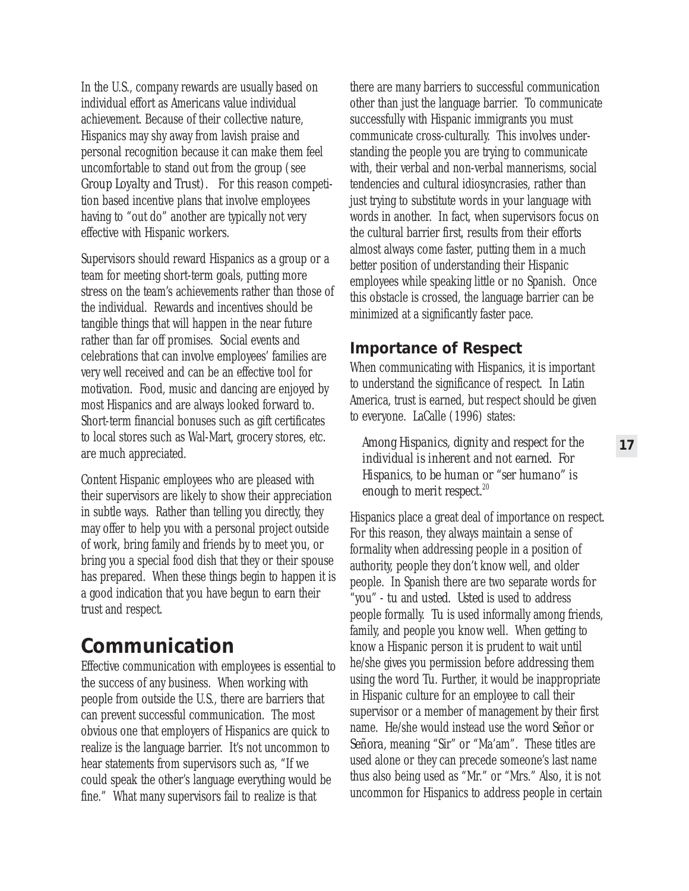In the U.S., company rewards are usually based on individual effort as Americans value individual achievement. Because of their collective nature, Hispanics may shy away from lavish praise and personal recognition because it can make them feel uncomfortable to stand out from the group (see Group Loyalty and Trust). For this reason competition based incentive plans that involve employees having to "out do" another are typically not very effective with Hispanic workers.

Supervisors should reward Hispanics as a group or a team for meeting short-term goals, putting more stress on the team's achievements rather than those of the individual. Rewards and incentives should be tangible things that will happen in the near future rather than far off promises. Social events and celebrations that can involve employees' families are very well received and can be an effective tool for motivation. Food, music and dancing are enjoyed by most Hispanics and are always looked forward to. Short-term financial bonuses such as gift certificates to local stores such as Wal-Mart, grocery stores, etc. are much appreciated.

Content Hispanic employees who are pleased with their supervisors are likely to show their appreciation in subtle ways. Rather than telling you directly, they may offer to help you with a personal project outside of work, bring family and friends by to meet you, or bring you a special food dish that they or their spouse has prepared. When these things begin to happen it is a good indication that you have begun to earn their trust and respect.

# Communication

Effective communication with employees is essential to the success of any business. When working with people from outside the U.S., there are barriers that can prevent successful communication. The most obvious one that employers of Hispanics are quick to realize is the language barrier. It's not uncommon to hear statements from supervisors such as, "If we could speak the other's language everything would be fine." What many supervisors fail to realize is that there are many barriers to successful communication other than just the language barrier. To communicate successfully with Hispanic immigrants you must communicate cross-culturally. This involves understanding the people you are trying to communicate with, their verbal and non-verbal mannerisms, social tendencies and cultural idiosyncrasies, rather than just trying to substitute words in your language with words in another. In fact, when supervisors focus on the cultural barrier first, results from their efforts almost always come faster, putting them in a much better position of understanding their Hispanic employees while speaking little or no Spanish. Once this obstacle is crossed, the language barrier can be minimized at a significantly faster pace.

## Importance of Respect

When communicating with Hispanics, it is important to understand the significance of respect. In Latin America, trust is earned, but respect should be given to everyone. LaCalle (1996) states:

> *Among Hispanics, dignity and respect for the individual is inherent and not earned. For Hispanics, to be human or "ser humano" is enough to merit respect.*[20]

Hispanics place a great deal of importance on respect. For this reason, they always maintain a sense of formality when addressing people in a position of authority, people they don't know well, and older people. In Spanish there are two separate words for "you" - tu and usted. Usted is used to address people formally. Tu is used informally among friends, family, and people you know well. When getting to know a Hispanic person it is prudent to wait until he/she gives you permission before addressing them using the word Tu. Further, it would be inappropriate in Hispanic culture for an employee to call their supervisor or a member of management by their first name. He/she would instead use the word Señor or Señora, meaning "Sir" or "Ma'am". These titles are used alone or they can precede someone's last name thus also being used as "Mr." or "Mrs." Also, it is not uncommon for Hispanics to address people in certain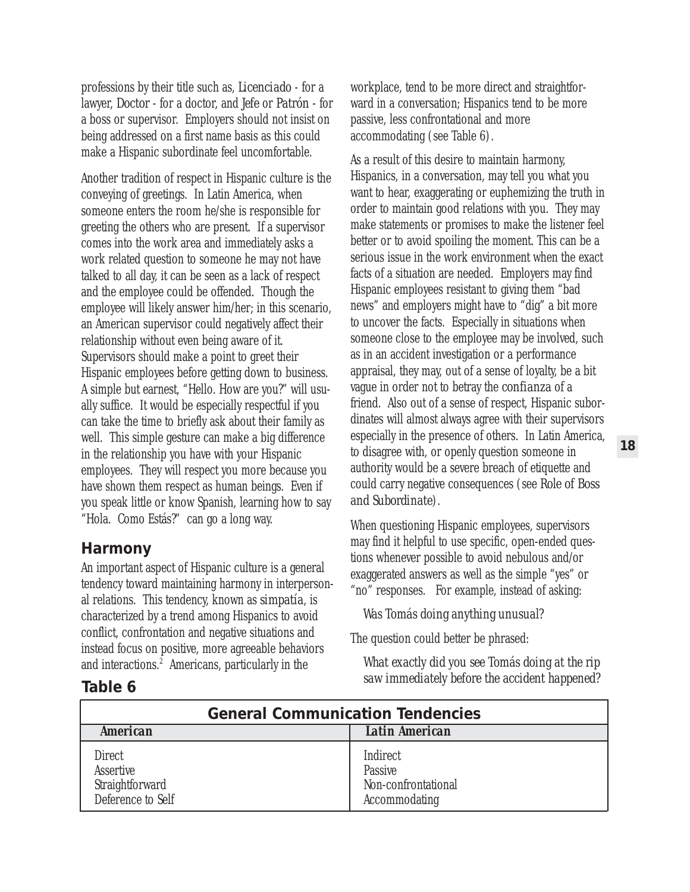professions by their title such as, *Licenciado* - for a lawyer, *Doctor* - for a doctor, and *Jefe* or *Patrón* - for a boss or supervisor. Employers should not insist on being addressed on a first name basis as this could make a Hispanic subordinate feel uncomfortable.

Another tradition of respect in Hispanic culture is the conveying of greetings. In Latin America, when someone enters the room he/she is responsible for greeting the others who are present. If a supervisor comes into the work area and immediately asks a work related question to someone he may not have talked to all day, it can be seen as a lack of respect and the employee could be offended. Though the employee will likely answer him/her; in this scenario, an American supervisor could negatively affect their relationship without even being aware of it. Supervisors should make a point to greet their Hispanic employees before getting down to business. A simple but earnest, "Hello. How are you?" will usually suffice. It would be especially respectful if you can take the time to briefly ask about their family as well. This simple gesture can make a big difference in the relationship you have with your Hispanic employees. They will respect you more because you have shown them respect as human beings. Even if you speak little or know Spanish, learning how to say "Hola. Como Estás?" can go a long way.

## Harmony

An important aspect of Hispanic culture is a general tendency toward maintaining harmony in interpersonal relations. This tendency, known as *simpatía*, is characterized by a trend among Hispanics to avoid conflict, confrontation and negative situations and instead focus on positive, more agreeable behaviors and interactions.[2] Americans, particularly in the workplace, tend to be more direct and straightforward in a conversation; Hispanics tend to be more passive, less confrontational and more accommodating (see Table 6).

As a result of this desire to maintain harmony, Hispanics, in a conversation, may tell you what you want to hear, exaggerating or euphemizing the truth in order to maintain good relations with you. They may make statements or promises to make the listener feel better or to avoid spoiling the moment. This can be a serious issue in the work environment when the exact facts of a situation are needed. Employers may find Hispanic employees resistant to giving them "bad news" and employers might have to "dig" a bit more to uncover the facts. Especially in situations when someone close to the employee may be involved, such as in an accident investigation or a performance appraisal, they may, out of a sense of loyalty, be a bit vague in order not to betray the *confianza* of a friend. Also out of a sense of respect, Hispanic subordinates will almost always agree with their supervisors especially in the presence of others. In Latin America, to disagree with, or openly question someone in authority would be a severe breach of etiquette and could carry negative consequences (see *Role of Boss and Subordinate*).

When questioning Hispanic employees, supervisors may find it helpful to use specific, open-ended questions whenever possible to avoid nebulous and/or exaggerated answers as well as the simple "yes" or "no" responses. For example, instead of asking:

> *Was Tomás doing anything unusual?*

The question could better be phrased:

> *What exactly did you see Tomás doing at the rip saw immediately before the accident happened?*

**Table 6**

| General Communication Tendencies | |
|---|---|
| ***American*** | ***Latin American*** |
| Direct | Indirect |
| Assertive | Passive |
| Straightforward | Non-confrontational |
| Deference to Self | Accommodating |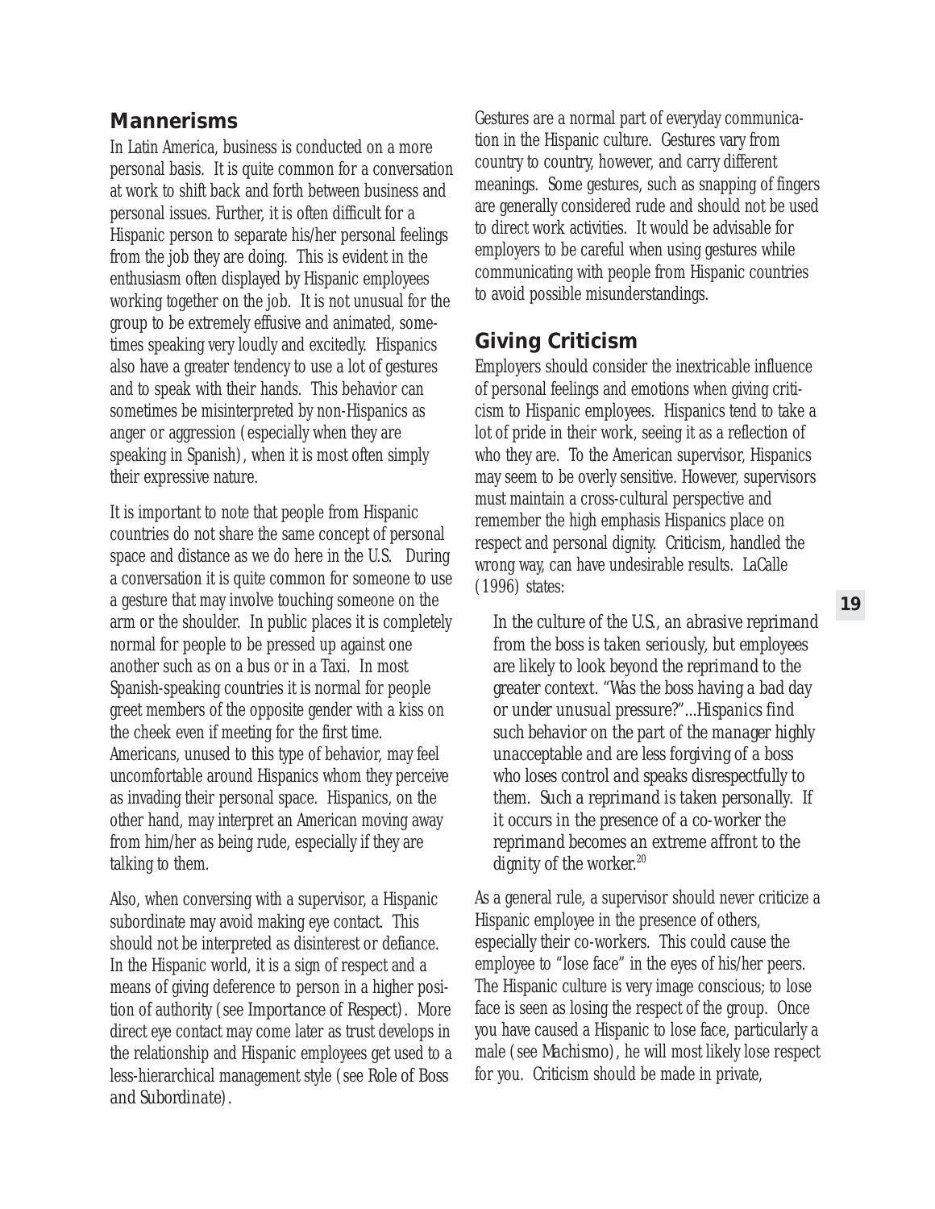## Mannerisms

In Latin America, business is conducted on a more personal basis. It is quite common for a conversation at work to shift back and forth between business and personal issues. Further, it is often difficult for a Hispanic person to separate his/her personal feelings from the job they are doing. This is evident in the enthusiasm often displayed by Hispanic employees working together on the job. It is not unusual for the group to be extremely effusive and animated, sometimes speaking very loudly and excitedly. Hispanics also have a greater tendency to use a lot of gestures and to speak with their hands. This behavior can sometimes be misinterpreted by non-Hispanics as anger or aggression (especially when they are speaking in Spanish), when it is most often simply their expressive nature.

It is important to note that people from Hispanic countries do not share the same concept of personal space and distance as we do here in the U.S. During a conversation it is quite common for someone to use a gesture that may involve touching someone on the arm or the shoulder. In public places it is completely normal for people to be pressed up against one another such as on a bus or in a Taxi. In most Spanish-speaking countries it is normal for people greet members of the opposite gender with a kiss on the cheek even if meeting for the first time. Americans, unused to this type of behavior, may feel uncomfortable around Hispanics whom they perceive as invading their personal space. Hispanics, on the other hand, may interpret an American moving away from him/her as being rude, especially if they are talking to them.

Also, when conversing with a supervisor, a Hispanic subordinate may avoid making eye contact. This should not be interpreted as disinterest or defiance. In the Hispanic world, it is a sign of respect and a means of giving deference to person in a higher position of authority (see *Importance of Respect*). More direct eye contact may come later as trust develops in the relationship and Hispanic employees get used to a less-hierarchical management style (see *Role of Boss and Subordinate*).

Gestures are a normal part of everyday communication in the Hispanic culture. Gestures vary from country to country, however, and carry different meanings. Some gestures, such as snapping of fingers are generally considered rude and should not be used to direct work activities. It would be advisable for employers to be careful when using gestures while communicating with people from Hispanic countries to avoid possible misunderstandings.

## Giving Criticism

Employers should consider the inextricable influence of personal feelings and emotions when giving criticism to Hispanic employees. Hispanics tend to take a lot of pride in their work, seeing it as a reflection of who they are. To the American supervisor, Hispanics may seem to be overly sensitive. However, supervisors must maintain a cross-cultural perspective and remember the high emphasis Hispanics place on respect and personal dignity. Criticism, handled the wrong way, can have undesirable results. LaCalle (1996) states:

> *In the culture of the U.S., an abrasive reprimand from the boss is taken seriously, but employees are likely to look beyond the reprimand to the greater context. "Was the boss having a bad day or under unusual pressure?"...Hispanics find such behavior on the part of the manager highly unacceptable and are less forgiving of a boss who loses control and speaks disrespectfully to them. Such a reprimand is taken personally. If it occurs in the presence of a co-worker the reprimand becomes an extreme affront to the dignity of the worker.*[20]

As a general rule, a supervisor should never criticize a Hispanic employee in the presence of others, especially their co-workers. This could cause the employee to "lose face" in the eyes of his/her peers. The Hispanic culture is very image conscious; to lose face is seen as losing the respect of the group. Once you have caused a Hispanic to lose face, particularly a male (see *Machismo*), he will most likely lose respect for you. Criticism should be made in private,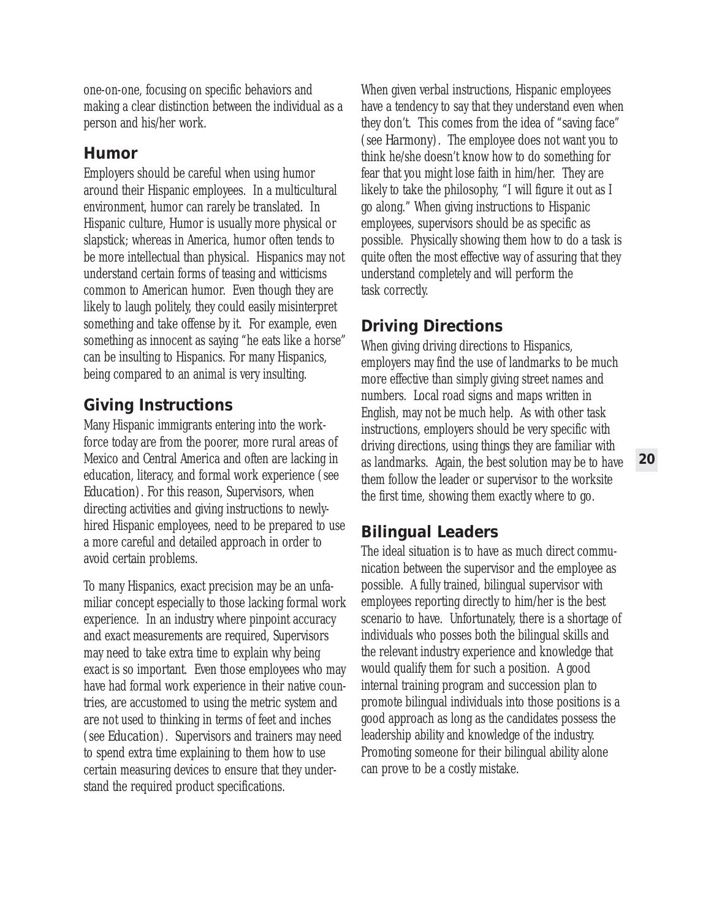one-on-one, focusing on specific behaviors and making a clear distinction between the individual as a person and his/her work.

## Humor

Employers should be careful when using humor around their Hispanic employees. In a multicultural environment, humor can rarely be translated. In Hispanic culture, Humor is usually more physical or slapstick; whereas in America, humor often tends to be more intellectual than physical. Hispanics may not understand certain forms of teasing and witticisms common to American humor. Even though they are likely to laugh politely, they could easily misinterpret something and take offense by it. For example, even something as innocent as saying "he eats like a horse" can be insulting to Hispanics. For many Hispanics, being compared to an animal is very insulting.

## Giving Instructions

Many Hispanic immigrants entering into the workforce today are from the poorer, more rural areas of Mexico and Central America and often are lacking in education, literacy, and formal work experience (see *Education*). For this reason, Supervisors, when directing activities and giving instructions to newly-hired Hispanic employees, need to be prepared to use a more careful and detailed approach in order to avoid certain problems.

To many Hispanics, exact precision may be an unfamiliar concept especially to those lacking formal work experience. In an industry where pinpoint accuracy and exact measurements are required, Supervisors may need to take extra time to explain why being exact is so important. Even those employees who may have had formal work experience in their native countries, are accustomed to using the metric system and are not used to thinking in terms of feet and inches (see *Education*). Supervisors and trainers may need to spend extra time explaining to them how to use certain measuring devices to ensure that they understand the required product specifications.

When given verbal instructions, Hispanic employees have a tendency to say that they understand even when they don't. This comes from the idea of "saving face" (see *Harmony*). The employee does not want you to think he/she doesn't know how to do something for fear that you might lose faith in him/her. They are likely to take the philosophy, "I will figure it out as I go along." When giving instructions to Hispanic employees, supervisors should be as specific as possible. Physically showing them how to do a task is quite often the most effective way of assuring that they understand completely and will perform the task correctly.

## Driving Directions

When giving driving directions to Hispanics, employers may find the use of landmarks to be much more effective than simply giving street names and numbers. Local road signs and maps written in English, may not be much help. As with other task instructions, employers should be very specific with driving directions, using things they are familiar with as landmarks. Again, the best solution may be to have them follow the leader or supervisor to the worksite the first time, showing them exactly where to go.

## Bilingual Leaders

The ideal situation is to have as much direct communication between the supervisor and the employee as possible. A fully trained, bilingual supervisor with employees reporting directly to him/her is the best scenario to have. Unfortunately, there is a shortage of individuals who posses both the bilingual skills and the relevant industry experience and knowledge that would qualify them for such a position. A good internal training program and succession plan to promote bilingual individuals into those positions is a good approach as long as the candidates possess the leadership ability and knowledge of the industry. Promoting someone for their bilingual ability alone can prove to be a costly mistake.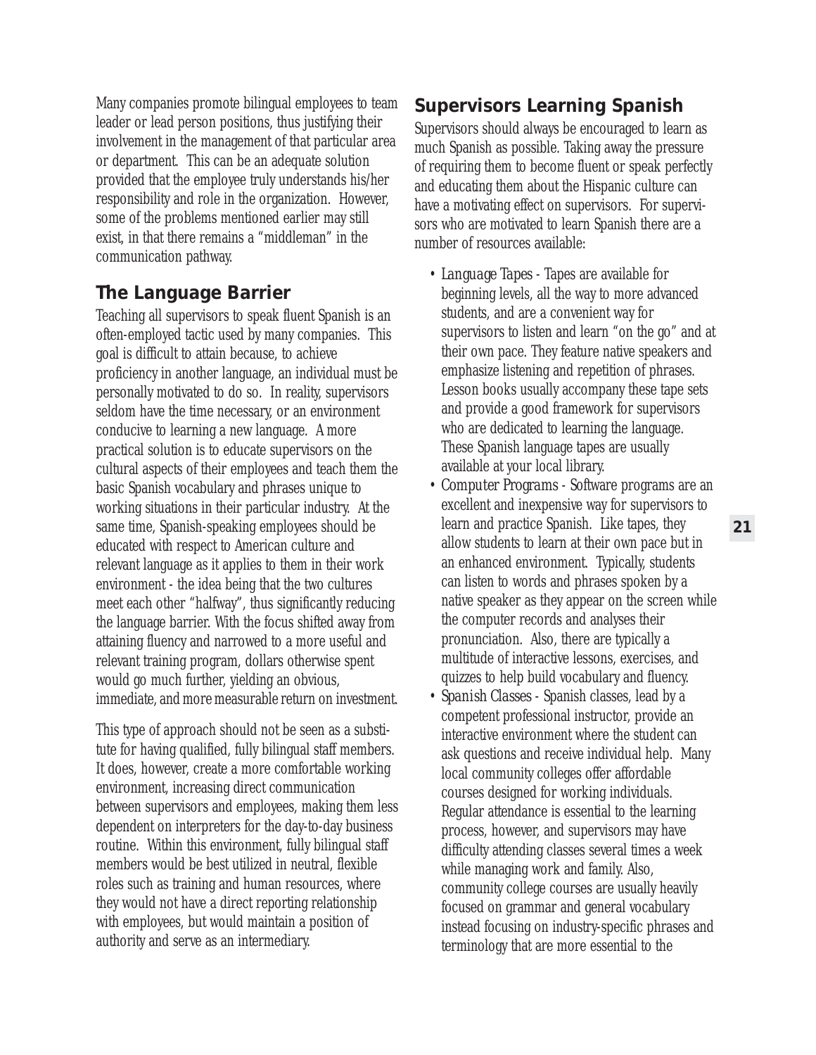Many companies promote bilingual employees to team leader or lead person positions, thus justifying their involvement in the management of that particular area or department. This can be an adequate solution provided that the employee truly understands his/her responsibility and role in the organization. However, some of the problems mentioned earlier may still exist, in that there remains a "middleman" in the communication pathway.

## The Language Barrier

Teaching all supervisors to speak fluent Spanish is an often-employed tactic used by many companies. This goal is difficult to attain because, to achieve proficiency in another language, an individual must be personally motivated to do so. In reality, supervisors seldom have the time necessary, or an environment conducive to learning a new language. A more practical solution is to educate supervisors on the cultural aspects of their employees and teach them the basic Spanish vocabulary and phrases unique to working situations in their particular industry. At the same time, Spanish-speaking employees should be educated with respect to American culture and relevant language as it applies to them in their work environment - the idea being that the two cultures meet each other "halfway", thus significantly reducing the language barrier. With the focus shifted away from attaining fluency and narrowed to a more useful and relevant training program, dollars otherwise spent would go much further, yielding an obvious, immediate, and more measurable return on investment.

This type of approach should not be seen as a substitute for having qualified, fully bilingual staff members. It does, however, create a more comfortable working environment, increasing direct communication between supervisors and employees, making them less dependent on interpreters for the day-to-day business routine. Within this environment, fully bilingual staff members would be best utilized in neutral, flexible roles such as training and human resources, where they would not have a direct reporting relationship with employees, but would maintain a position of authority and serve as an intermediary.

## Supervisors Learning Spanish

Supervisors should always be encouraged to learn as much Spanish as possible. Taking away the pressure of requiring them to become fluent or speak perfectly and educating them about the Hispanic culture can have a motivating effect on supervisors. For supervisors who are motivated to learn Spanish there are a number of resources available:

- *Language Tapes* - Tapes are available for beginning levels, all the way to more advanced students, and are a convenient way for supervisors to listen and learn "on the go" and at their own pace. They feature native speakers and emphasize listening and repetition of phrases. Lesson books usually accompany these tape sets and provide a good framework for supervisors who are dedicated to learning the language. These Spanish language tapes are usually available at your local library.
- *Computer Programs* - Software programs are an excellent and inexpensive way for supervisors to learn and practice Spanish. Like tapes, they allow students to learn at their own pace but in an enhanced environment. Typically, students can listen to words and phrases spoken by a native speaker as they appear on the screen while the computer records and analyses their pronunciation. Also, there are typically a multitude of interactive lessons, exercises, and quizzes to help build vocabulary and fluency.
- *Spanish Classes* - Spanish classes, lead by a competent professional instructor, provide an interactive environment where the student can ask questions and receive individual help. Many local community colleges offer affordable courses designed for working individuals. Regular attendance is essential to the learning process, however, and supervisors may have difficulty attending classes several times a week while managing work and family. Also, community college courses are usually heavily focused on grammar and general vocabulary instead focusing on industry-specific phrases and terminology that are more essential to the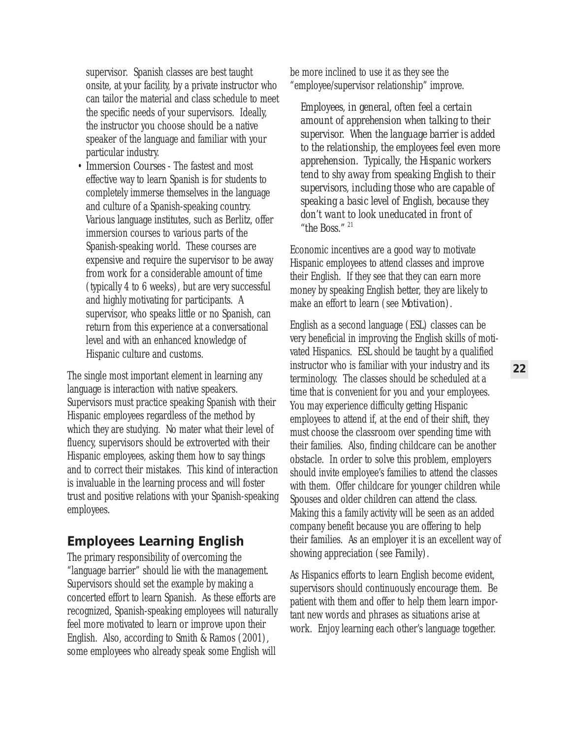supervisor. Spanish classes are best taught onsite, at your facility, by a private instructor who can tailor the material and class schedule to meet the specific needs of your supervisors. Ideally, the instructor you choose should be a native speaker of the language and familiar with your particular industry.

- Immersion Courses - The fastest and most effective way to learn Spanish is for students to completely immerse themselves in the language and culture of a Spanish-speaking country. Various language institutes, such as Berlitz, offer immersion courses to various parts of the Spanish-speaking world. These courses are expensive and require the supervisor to be away from work for a considerable amount of time (typically 4 to 6 weeks), but are very successful and highly motivating for participants. A supervisor, who speaks little or no Spanish, can return from this experience at a conversational level and with an enhanced knowledge of Hispanic culture and customs.

The single most important element in learning any language is interaction with native speakers. Supervisors must practice speaking Spanish with their Hispanic employees regardless of the method by which they are studying. No mater what their level of fluency, supervisors should be extroverted with their Hispanic employees, asking them how to say things and to correct their mistakes. This kind of interaction is invaluable in the learning process and will foster trust and positive relations with your Spanish-speaking employees.

## Employees Learning English

The primary responsibility of overcoming the "language barrier" should lie with the management. Supervisors should set the example by making a concerted effort to learn Spanish. As these efforts are recognized, Spanish-speaking employees will naturally feel more motivated to learn or improve upon their English. Also, according to Smith & Ramos (2001), some employees who already speak some English will be more inclined to use it as they see the "employee/supervisor relationship" improve.

> *Employees, in general, often feel a certain amount of apprehension when talking to their supervisor. When the language barrier is added to the relationship, the employees feel even more apprehension. Typically, the Hispanic workers tend to shy away from speaking English to their supervisors, including those who are capable of speaking a basic level of English, because they don't want to look uneducated in front of "the Boss."* [21]

Economic incentives are a good way to motivate Hispanic employees to attend classes and improve their English. If they see that they can earn more money by speaking English better, they are likely to make an effort to learn (see *Motivation*).

English as a second language (ESL) classes can be very beneficial in improving the English skills of motivated Hispanics. ESL should be taught by a qualified instructor who is familiar with your industry and its terminology. The classes should be scheduled at a time that is convenient for you and your employees. You may experience difficulty getting Hispanic employees to attend if, at the end of their shift, they must choose the classroom over spending time with their families. Also, finding childcare can be another obstacle. In order to solve this problem, employers should invite employee's families to attend the classes with them. Offer childcare for younger children while Spouses and older children can attend the class. Making this a family activity will be seen as an added company benefit because you are offering to help their families. As an employer it is an excellent way of showing appreciation (see *Family*).

As Hispanics efforts to learn English become evident, supervisors should continuously encourage them. Be patient with them and offer to help them learn important new words and phrases as situations arise at work. Enjoy learning each other's language together.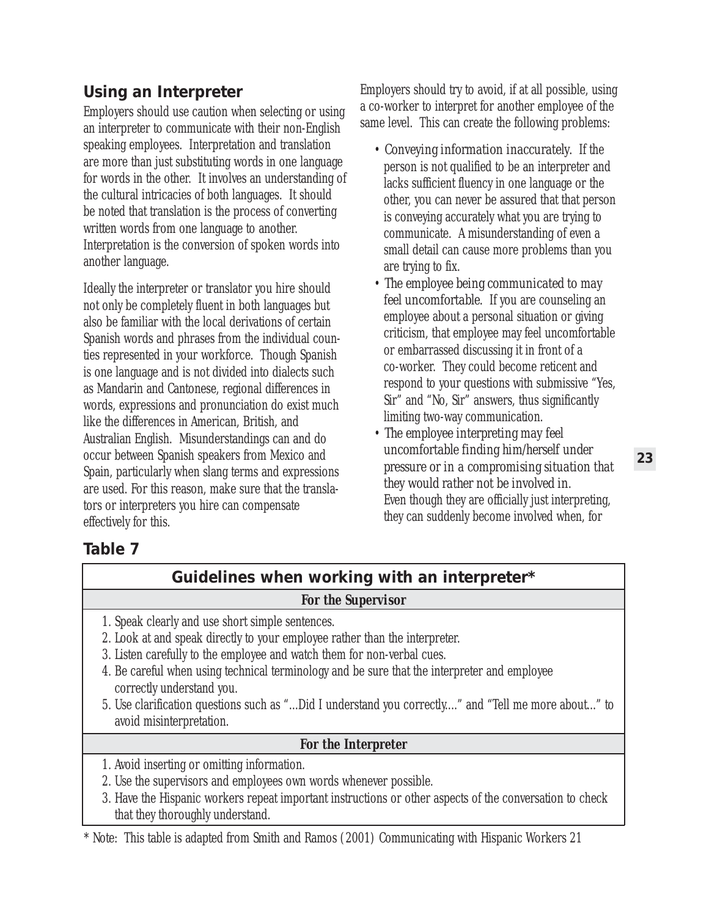## Using an Interpreter

Employers should use caution when selecting or using an interpreter to communicate with their non-English speaking employees. Interpretation and translation are more than just substituting words in one language for words in the other. It involves an understanding of the cultural intricacies of both languages. It should be noted that translation is the process of converting written words from one language to another. Interpretation is the conversion of spoken words into another language.

Ideally the interpreter or translator you hire should not only be completely fluent in both languages but also be familiar with the local derivations of certain Spanish words and phrases from the individual counties represented in your workforce. Though Spanish is one language and is not divided into dialects such as Mandarin and Cantonese, regional differences in words, expressions and pronunciation do exist much like the differences in American, British, and Australian English. Misunderstandings can and do occur between Spanish speakers from Mexico and Spain, particularly when slang terms and expressions are used. For this reason, make sure that the translators or interpreters you hire can compensate effectively for this.

Employers should try to avoid, if at all possible, using a co-worker to interpret for another employee of the same level. This can create the following problems:

- Conveying information inaccurately. If the person is not qualified to be an interpreter and lacks sufficient fluency in one language or the other, you can never be assured that that person is conveying accurately what you are trying to communicate. A misunderstanding of even a small detail can cause more problems than you are trying to fix.
- The employee being communicated to may feel uncomfortable. If you are counseling an employee about a personal situation or giving criticism, that employee may feel uncomfortable or embarrassed discussing it in front of a co-worker. They could become reticent and respond to your questions with submissive "Yes, Sir" and "No, Sir" answers, thus significantly limiting two-way communication.
- The employee interpreting may feel uncomfortable finding him/herself under pressure or in a compromising situation that they would rather not be involved in. Even though they are officially just interpreting, they can suddenly become involved when, for

### Table 7

| Guidelines when working with an interpreter* |
|---|
| ***For the Supervisor*** |
| 1. Speak clearly and use short simple sentences.<br>2. Look at and speak directly to your employee rather than the interpreter.<br>3. Listen carefully to the employee and watch them for non-verbal cues.<br>4. Be careful when using technical terminology and be sure that the interpreter and employee correctly understand you.<br>5. Use clarification questions such as "...Did I understand you correctly...." and "Tell me more about..." to avoid misinterpretation. |
| ***For the Interpreter*** |
| 1. Avoid inserting or omitting information.<br>2. Use the supervisors and employees own words whenever possible.<br>3. Have the Hispanic workers repeat important instructions or other aspects of the conversation to check that they thoroughly understand. |

\* Note: This table is adapted from Smith and Ramos (2001) Communicating with Hispanic Workers 21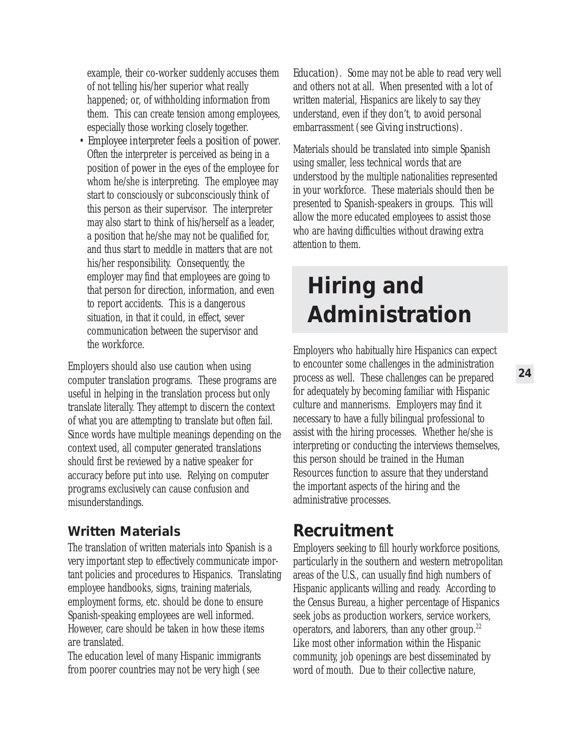example, their co-worker suddenly accuses them of not telling his/her superior what really happened; or, of withholding information from them. This can create tension among employees, especially those working closely together.

- Employee interpreter feels a position of power. Often the interpreter is perceived as being in a position of power in the eyes of the employee for whom he/she is interpreting. The employee may start to consciously or subconsciously think of this person as their supervisor. The interpreter may also start to think of his/herself as a leader, a position that he/she may not be qualified for, and thus start to meddle in matters that are not his/her responsibility. Consequently, the employer may find that employees are going to that person for direction, information, and even to report accidents. This is a dangerous situation, in that it could, in effect, sever communication between the supervisor and the workforce.

Employers should also use caution when using computer translation programs. These programs are useful in helping in the translation process but only translate literally. They attempt to discern the context of what you are attempting to translate but often fail. Since words have multiple meanings depending on the context used, all computer generated translations should first be reviewed by a native speaker for accuracy before put into use. Relying on computer programs exclusively can cause confusion and misunderstandings.

### Written Materials

The translation of written materials into Spanish is a very important step to effectively communicate important policies and procedures to Hispanics. Translating employee handbooks, signs, training materials, employment forms, etc. should be done to ensure Spanish-speaking employees are well informed. However, care should be taken in how these items are translated.

The education level of many Hispanic immigrants from poorer countries may not be very high (see *Education*). Some may not be able to read very well and others not at all. When presented with a lot of written material, Hispanics are likely to say they understand, even if they don't, to avoid personal embarrassment (see *Giving instructions*).

Materials should be translated into simple Spanish using smaller, less technical words that are understood by the multiple nationalities represented in your workforce. These materials should then be presented to Spanish-speakers in groups. This will allow the more educated employees to assist those who are having difficulties without drawing extra attention to them.

# Hiring and Administration

Employers who habitually hire Hispanics can expect to encounter some challenges in the administration process as well. These challenges can be prepared for adequately by becoming familiar with Hispanic culture and mannerisms. Employers may find it necessary to have a fully bilingual professional to assist with the hiring processes. Whether he/she is interpreting or conducting the interviews themselves, this person should be trained in the Human Resources function to assure that they understand the important aspects of the hiring and the administrative processes.

## Recruitment

Employers seeking to fill hourly workforce positions, particularly in the southern and western metropolitan areas of the U.S., can usually find high numbers of Hispanic applicants willing and ready. According to the Census Bureau, a higher percentage of Hispanics seek jobs as production workers, service workers, operators, and laborers, than any other group.[22] Like most other information within the Hispanic community, job openings are best disseminated by word of mouth. Due to their collective nature,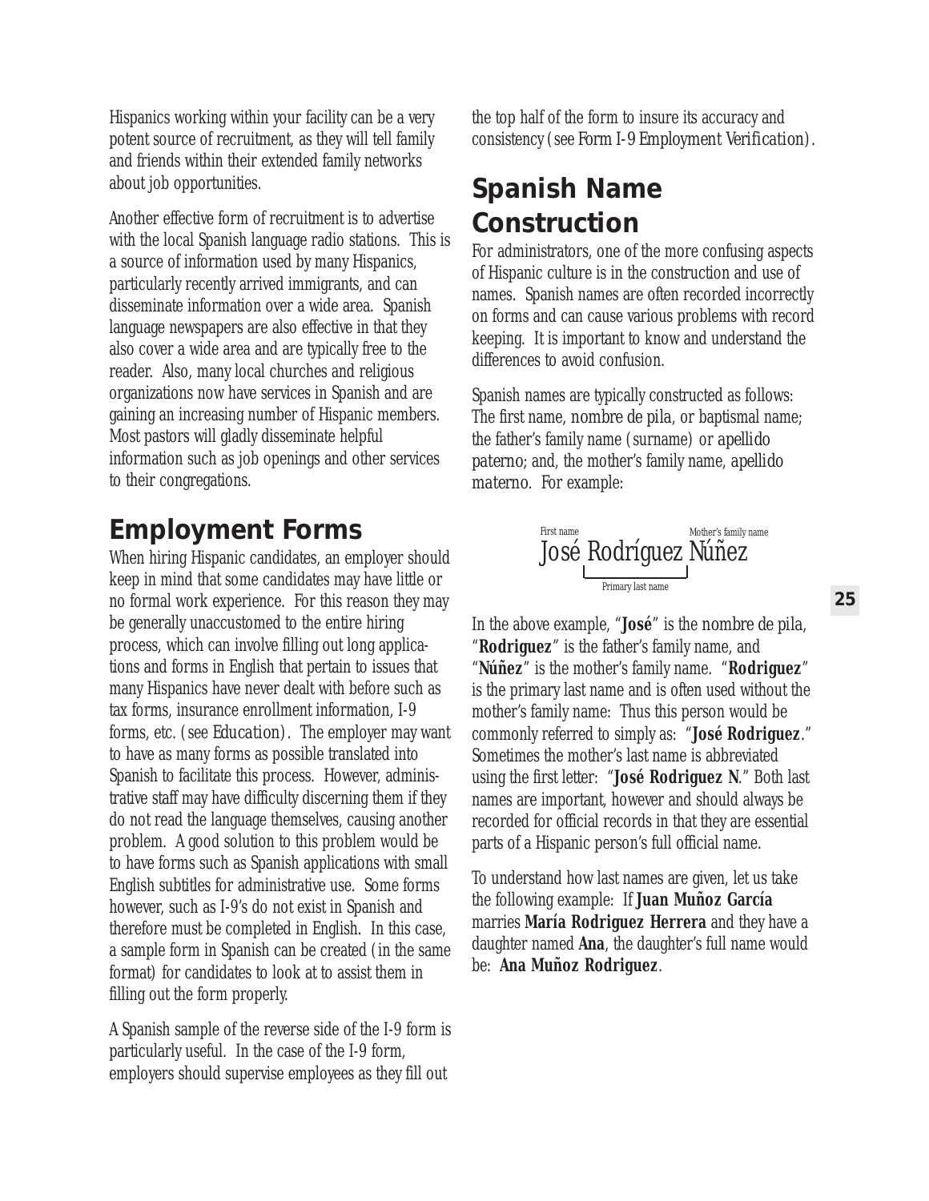Hispanics working within your facility can be a very potent source of recruitment, as they will tell family and friends within their extended family networks about job opportunities.

Another effective form of recruitment is to advertise with the local Spanish language radio stations. This is a source of information used by many Hispanics, particularly recently arrived immigrants, and can disseminate information over a wide area. Spanish language newspapers are also effective in that they also cover a wide area and are typically free to the reader. Also, many local churches and religious organizations now have services in Spanish and are gaining an increasing number of Hispanic members. Most pastors will gladly disseminate helpful information such as job openings and other services to their congregations.

## Employment Forms

When hiring Hispanic candidates, an employer should keep in mind that some candidates may have little or no formal work experience. For this reason they may be generally unaccustomed to the entire hiring process, which can involve filling out long applications and forms in English that pertain to issues that many Hispanics have never dealt with before such as tax forms, insurance enrollment information, I-9 forms, etc. (see *Education*). The employer may want to have as many forms as possible translated into Spanish to facilitate this process. However, administrative staff may have difficulty discerning them if they do not read the language themselves, causing another problem. A good solution to this problem would be to have forms such as Spanish applications with small English subtitles for administrative use. Some forms however, such as I-9's do not exist in Spanish and therefore must be completed in English. In this case, a sample form in Spanish can be created (in the same format) for candidates to look at to assist them in filling out the form properly.

A Spanish sample of the reverse side of the I-9 form is particularly useful. In the case of the I-9 form, employers should supervise employees as they fill out the top half of the form to insure its accuracy and consistency (see *Form I-9 Employment Verification*).

## Spanish Name Construction

For administrators, one of the more confusing aspects of Hispanic culture is in the construction and use of names. Spanish names are often recorded incorrectly on forms and can cause various problems with record keeping. It is important to know and understand the differences to avoid confusion.

Spanish names are typically constructed as follows: The first name, *nombre de pila*, or baptismal name; the father's family name (surname) or *apellido paterno*; and, the mother's family name, *apellido materno*. For example:

First name — Mother's family name

José Rodríguez Núñez

Primary last name

In the above example, "**José**" is the *nombre de pila*, "**Rodriguez**" is the father's family name, and "**Núñez**" is the mother's family name. "**Rodriguez**" is the primary last name and is often used without the mother's family name: Thus this person would be commonly referred to simply as: "**José Rodriguez**." Sometimes the mother's last name is abbreviated using the first letter: "**José Rodriguez N**." Both last names are important, however and should always be recorded for official records in that they are essential parts of a Hispanic person's full official name.

To understand how last names are given, let us take the following example: If **Juan Muñoz García** marries **María Rodriguez Herrera** and they have a daughter named **Ana**, the daughter's full name would be: **Ana Muñoz Rodriguez**.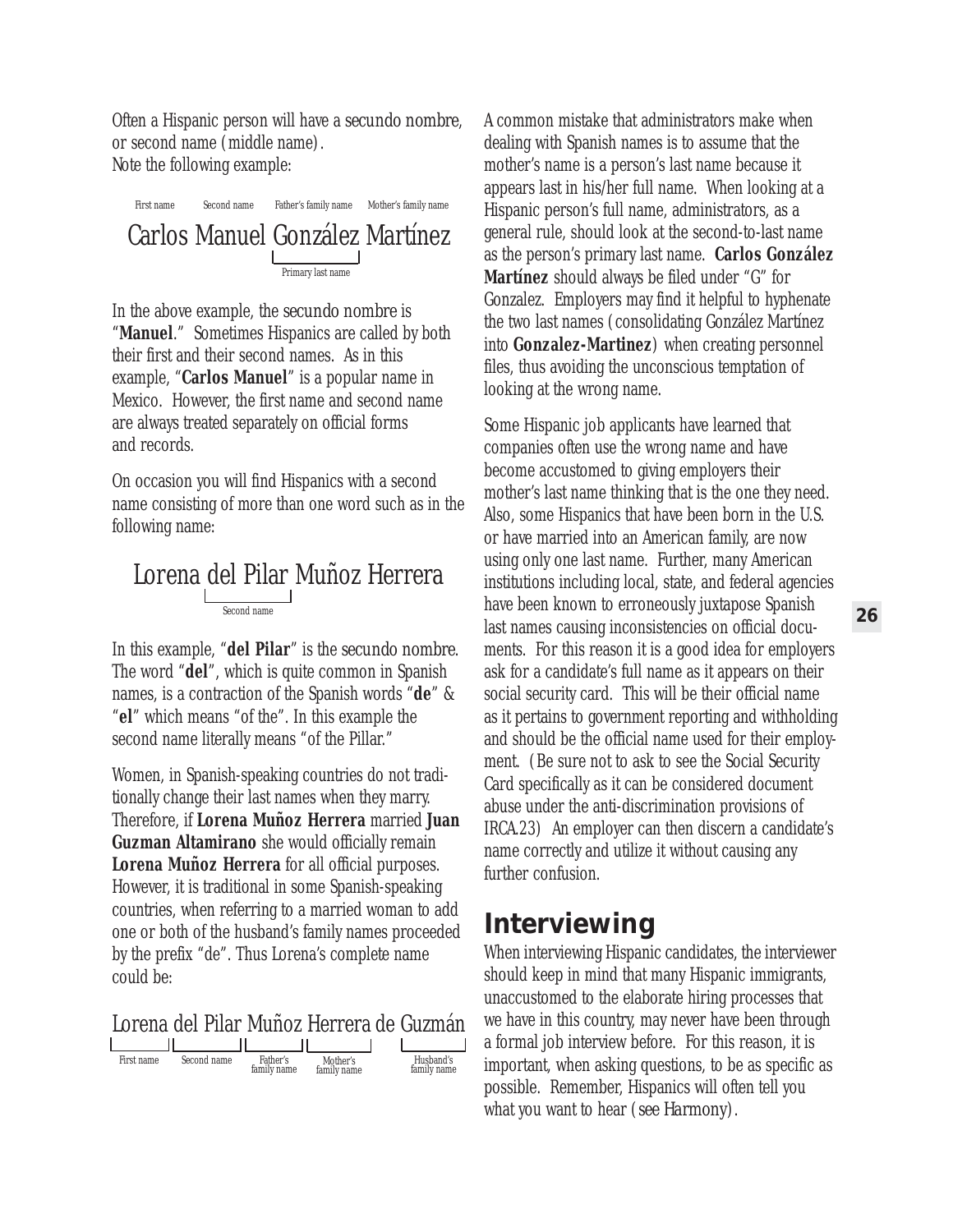Often a Hispanic person will have a secundo nombre, or second name (middle name). Note the following example:

First name   Second name   Father's family name   Mother's family name

Carlos Manuel González Martínez

Primary last name

In the above example, the secundo nombre is "**Manuel**." Sometimes Hispanics are called by both their first and their second names. As in this example, "**Carlos Manuel**" is a popular name in Mexico. However, the first name and second name are always treated separately on official forms and records.

On occasion you will find Hispanics with a second name consisting of more than one word such as in the following name:

Lorena del Pilar Muñoz Herrera

Second name

In this example, "**del Pilar**" is the secundo nombre. The word "**del**", which is quite common in Spanish names, is a contraction of the Spanish words "**de**" & "**el**" which means "of the". In this example the second name literally means "of the Pillar."

Women, in Spanish-speaking countries do not traditionally change their last names when they marry. Therefore, if **Lorena Muñoz Herrera** married **Juan Guzman Altamirano** she would officially remain **Lorena Muñoz Herrera** for all official purposes. However, it is traditional in some Spanish-speaking countries, when referring to a married woman to add one or both of the husband's family names proceeded by the prefix "de". Thus Lorena's complete name could be:

Lorena del Pilar Muñoz Herrera de Guzmán

First name   Second name   Father's family name   Mother's family name   Husband's family name

A common mistake that administrators make when dealing with Spanish names is to assume that the mother's name is a person's last name because it appears last in his/her full name. When looking at a Hispanic person's full name, administrators, as a general rule, should look at the second-to-last name as the person's primary last name. **Carlos González Martínez** should always be filed under "G" for Gonzalez. Employers may find it helpful to hyphenate the two last names (consolidating González Martínez into **Gonzalez-Martinez**) when creating personnel files, thus avoiding the unconscious temptation of looking at the wrong name.

Some Hispanic job applicants have learned that companies often use the wrong name and have become accustomed to giving employers their mother's last name thinking that is the one they need. Also, some Hispanics that have been born in the U.S. or have married into an American family, are now using only one last name. Further, many American institutions including local, state, and federal agencies have been known to erroneously juxtapose Spanish last names causing inconsistencies on official documents. For this reason it is a good idea for employers ask for a candidate's full name as it appears on their social security card. This will be their official name as it pertains to government reporting and withholding and should be the official name used for their employment. (Be sure not to ask to see the Social Security Card specifically as it can be considered document abuse under the anti-discrimination provisions of IRCA.23) An employer can then discern a candidate's name correctly and utilize it without causing any further confusion.

## Interviewing

When interviewing Hispanic candidates, the interviewer should keep in mind that many Hispanic immigrants, unaccustomed to the elaborate hiring processes that we have in this country, may never have been through a formal job interview before. For this reason, it is important, when asking questions, to be as specific as possible. Remember, Hispanics will often tell you what you want to hear (see Harmony).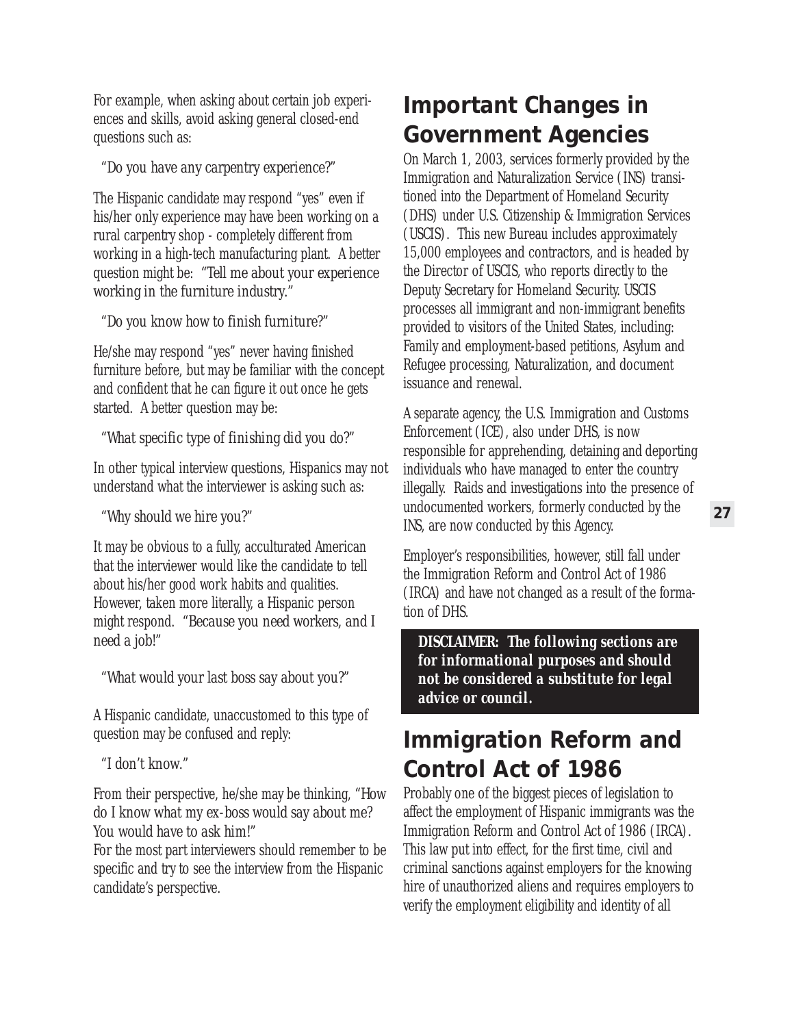For example, when asking about certain job experiences and skills, avoid asking general closed-end questions such as:

"Do you have any carpentry experience?"

The Hispanic candidate may respond "yes" even if his/her only experience may have been working on a rural carpentry shop - completely different from working in a high-tech manufacturing plant. A better question might be: "Tell me about your experience working in the furniture industry."

"Do you know how to finish furniture?"

He/she may respond "yes" never having finished furniture before, but may be familiar with the concept and confident that he can figure it out once he gets started. A better question may be:

"What specific type of finishing did you do?"

In other typical interview questions, Hispanics may not understand what the interviewer is asking such as:

"Why should we hire you?"

It may be obvious to a fully, acculturated American that the interviewer would like the candidate to tell about his/her good work habits and qualities. However, taken more literally, a Hispanic person might respond. "Because you need workers, and I need a job!"

"What would your last boss say about you?"

A Hispanic candidate, unaccustomed to this type of question may be confused and reply:

"I don't know."

From their perspective, he/she may be thinking, "How do I know what my ex-boss would say about me? You would have to ask him!"

For the most part interviewers should remember to be specific and try to see the interview from the Hispanic candidate's perspective.

## Important Changes in Government Agencies

On March 1, 2003, services formerly provided by the Immigration and Naturalization Service (INS) transitioned into the Department of Homeland Security (DHS) under U.S. Citizenship & Immigration Services (USCIS). This new Bureau includes approximately 15,000 employees and contractors, and is headed by the Director of USCIS, who reports directly to the Deputy Secretary for Homeland Security. USCIS processes all immigrant and non-immigrant benefits provided to visitors of the United States, including: Family and employment-based petitions, Asylum and Refugee processing, Naturalization, and document issuance and renewal.

A separate agency, the U.S. Immigration and Customs Enforcement (ICE), also under DHS, is now responsible for apprehending, detaining and deporting individuals who have managed to enter the country illegally. Raids and investigations into the presence of undocumented workers, formerly conducted by the INS, are now conducted by this Agency.

Employer's responsibilities, however, still fall under the Immigration Reform and Control Act of 1986 (IRCA) and have not changed as a result of the formation of DHS.

***DISCLAIMER: The following sections are for informational purposes and should not be considered a substitute for legal advice or council.***

## Immigration Reform and Control Act of 1986

Probably one of the biggest pieces of legislation to affect the employment of Hispanic immigrants was the Immigration Reform and Control Act of 1986 (IRCA). This law put into effect, for the first time, civil and criminal sanctions against employers for the knowing hire of unauthorized aliens and requires employers to verify the employment eligibility and identity of all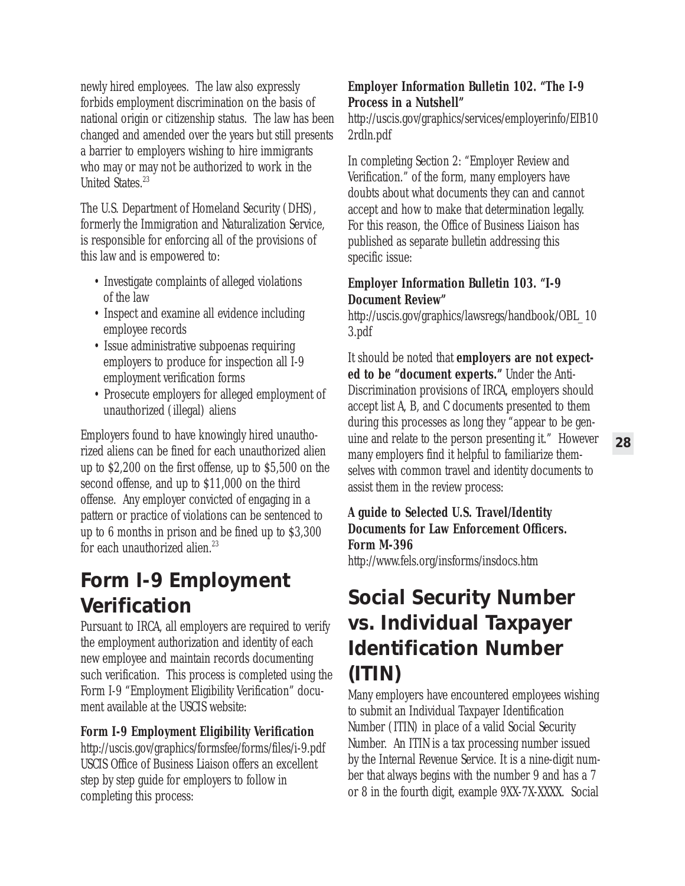newly hired employees. The law also expressly forbids employment discrimination on the basis of national origin or citizenship status. The law has been changed and amended over the years but still presents a barrier to employers wishing to hire immigrants who may or may not be authorized to work in the United States.[23]

The U.S. Department of Homeland Security (DHS), formerly the Immigration and Naturalization Service, is responsible for enforcing all of the provisions of this law and is empowered to:

- Investigate complaints of alleged violations of the law
- Inspect and examine all evidence including employee records
- Issue administrative subpoenas requiring employers to produce for inspection all I-9 employment verification forms
- Prosecute employers for alleged employment of unauthorized (illegal) aliens

Employers found to have knowingly hired unauthorized aliens can be fined for each unauthorized alien up to $2,200 on the first offense, up to $5,500 on the second offense, and up to $11,000 on the third offense. Any employer convicted of engaging in a pattern or practice of violations can be sentenced to up to 6 months in prison and be fined up to $3,300 for each unauthorized alien.[23]

## Form I-9 Employment Verification

Pursuant to IRCA, all employers are required to verify the employment authorization and identity of each new employee and maintain records documenting such verification. This process is completed using the Form I-9 "Employment Eligibility Verification" document available at the USCIS website:

**Form I-9 Employment Eligibility Verification**
http://uscis.gov/graphics/formsfee/forms/files/i-9.pdf
USCIS Office of Business Liaison offers an excellent step by step guide for employers to follow in completing this process:

**Employer Information Bulletin 102. "The I-9 Process in a Nutshell"**
http://uscis.gov/graphics/services/employerinfo/EIB102rdln.pdf

In completing Section 2: "Employer Review and Verification." of the form, many employers have doubts about what documents they can and cannot accept and how to make that determination legally. For this reason, the Office of Business Liaison has published as separate bulletin addressing this specific issue:

**Employer Information Bulletin 103. "I-9 Document Review"**
http://uscis.gov/graphics/lawsregs/handbook/OBL_103.pdf

It should be noted that **employers are not expected to be "document experts."** Under the Anti-Discrimination provisions of IRCA, employers should accept list A, B, and C documents presented to them during this processes as long they "appear to be genuine and relate to the person presenting it." However many employers find it helpful to familiarize themselves with common travel and identity documents to assist them in the review process:

**A guide to Selected U.S. Travel/Identity Documents for Law Enforcement Officers. Form M-396**
http://www.fels.org/insforms/insdocs.htm

## Social Security Number vs. Individual Taxpayer Identification Number (ITIN)

Many employers have encountered employees wishing to submit an Individual Taxpayer Identification Number (ITIN) in place of a valid Social Security Number. An ITIN is a tax processing number issued by the Internal Revenue Service. It is a nine-digit number that always begins with the number 9 and has a 7 or 8 in the fourth digit, example 9XX-7X-XXXX. Social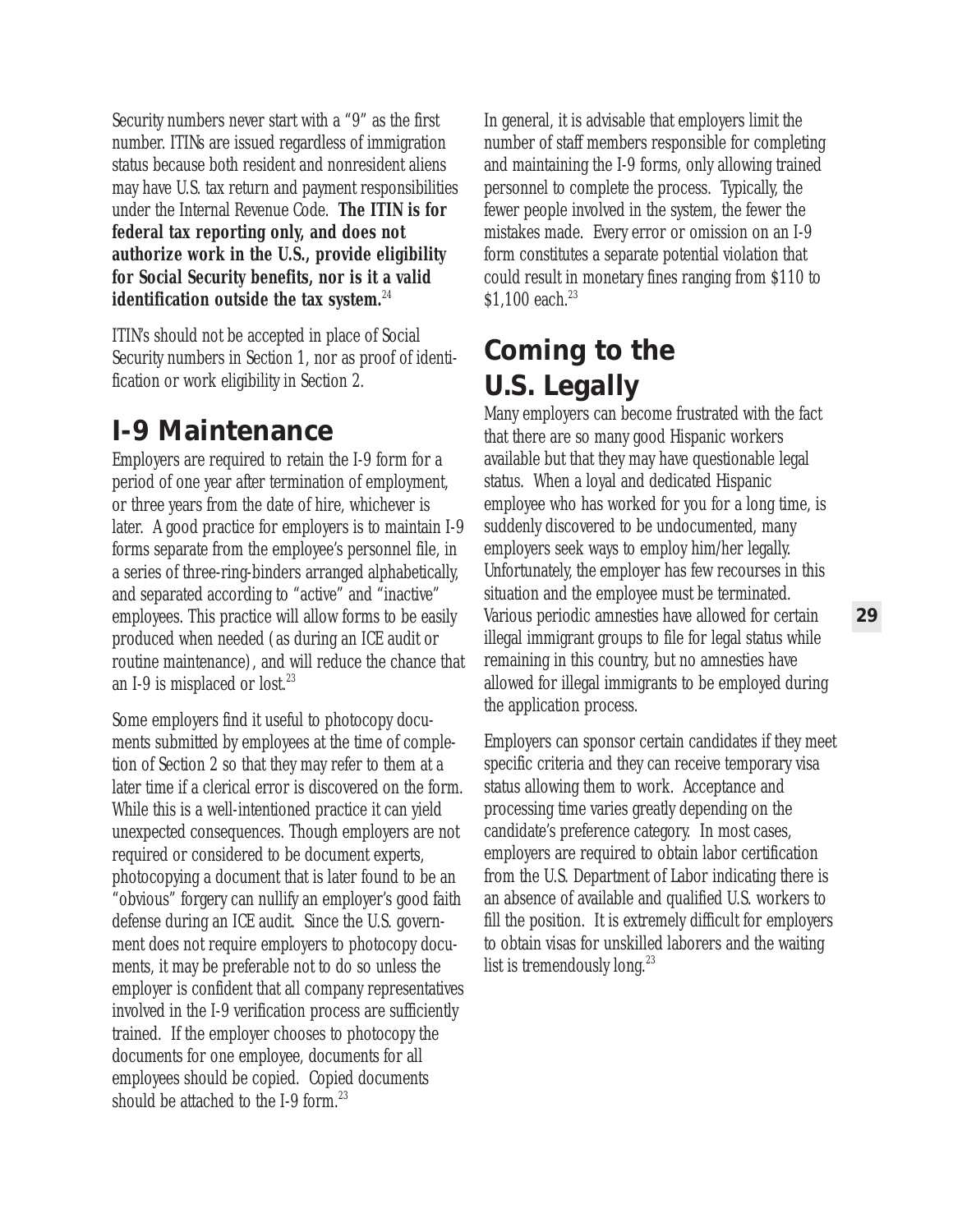Security numbers never start with a "9" as the first number. ITINs are issued regardless of immigration status because both resident and nonresident aliens may have U.S. tax return and payment responsibilities under the Internal Revenue Code. **The ITIN is for federal tax reporting only, and does not authorize work in the U.S., provide eligibility for Social Security benefits, nor is it a valid identification outside the tax system.**[24]

ITIN's should not be accepted in place of Social Security numbers in Section 1, nor as proof of identification or work eligibility in Section 2.

## I-9 Maintenance

Employers are required to retain the I-9 form for a period of one year after termination of employment, or three years from the date of hire, whichever is later. A good practice for employers is to maintain I-9 forms separate from the employee's personnel file, in a series of three-ring-binders arranged alphabetically, and separated according to "active" and "inactive" employees. This practice will allow forms to be easily produced when needed (as during an ICE audit or routine maintenance), and will reduce the chance that an I-9 is misplaced or lost.[23]

Some employers find it useful to photocopy documents submitted by employees at the time of completion of Section 2 so that they may refer to them at a later time if a clerical error is discovered on the form. While this is a well-intentioned practice it can yield unexpected consequences. Though employers are not required or considered to be document experts, photocopying a document that is later found to be an "obvious" forgery can nullify an employer's good faith defense during an ICE audit. Since the U.S. government does not require employers to photocopy documents, it may be preferable not to do so unless the employer is confident that all company representatives involved in the I-9 verification process are sufficiently trained. If the employer chooses to photocopy the documents for one employee, documents for all employees should be copied. Copied documents should be attached to the I-9 form.[23]

In general, it is advisable that employers limit the number of staff members responsible for completing and maintaining the I-9 forms, only allowing trained personnel to complete the process. Typically, the fewer people involved in the system, the fewer the mistakes made. Every error or omission on an I-9 form constitutes a separate potential violation that could result in monetary fines ranging from $110 to $1,100 each.[23]

## Coming to the U.S. Legally

Many employers can become frustrated with the fact that there are so many good Hispanic workers available but that they may have questionable legal status. When a loyal and dedicated Hispanic employee who has worked for you for a long time, is suddenly discovered to be undocumented, many employers seek ways to employ him/her legally. Unfortunately, the employer has few recourses in this situation and the employee must be terminated. Various periodic amnesties have allowed for certain illegal immigrant groups to file for legal status while remaining in this country, but no amnesties have allowed for illegal immigrants to be employed during the application process.

Employers can sponsor certain candidates if they meet specific criteria and they can receive temporary visa status allowing them to work. Acceptance and processing time varies greatly depending on the candidate's preference category. In most cases, employers are required to obtain labor certification from the U.S. Department of Labor indicating there is an absence of available and qualified U.S. workers to fill the position. It is extremely difficult for employers to obtain visas for unskilled laborers and the waiting list is tremendously long.[23]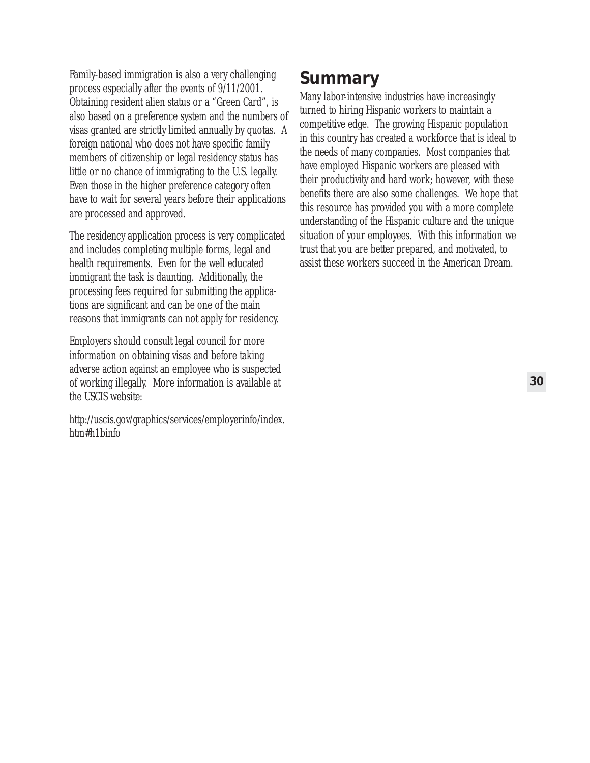Family-based immigration is also a very challenging process especially after the events of 9/11/2001. Obtaining resident alien status or a "Green Card", is also based on a preference system and the numbers of visas granted are strictly limited annually by quotas. A foreign national who does not have specific family members of citizenship or legal residency status has little or no chance of immigrating to the U.S. legally. Even those in the higher preference category often have to wait for several years before their applications are processed and approved.

The residency application process is very complicated and includes completing multiple forms, legal and health requirements. Even for the well educated immigrant the task is daunting. Additionally, the processing fees required for submitting the applications are significant and can be one of the main reasons that immigrants can not apply for residency.

Employers should consult legal council for more information on obtaining visas and before taking adverse action against an employee who is suspected of working illegally. More information is available at the USCIS website:

http://uscis.gov/graphics/services/employerinfo/index.htm#h1binfo

## Summary

Many labor-intensive industries have increasingly turned to hiring Hispanic workers to maintain a competitive edge. The growing Hispanic population in this country has created a workforce that is ideal to the needs of many companies. Most companies that have employed Hispanic workers are pleased with their productivity and hard work; however, with these benefits there are also some challenges. We hope that this resource has provided you with a more complete understanding of the Hispanic culture and the unique situation of your employees. With this information we trust that you are better prepared, and motivated, to assist these workers succeed in the American Dream.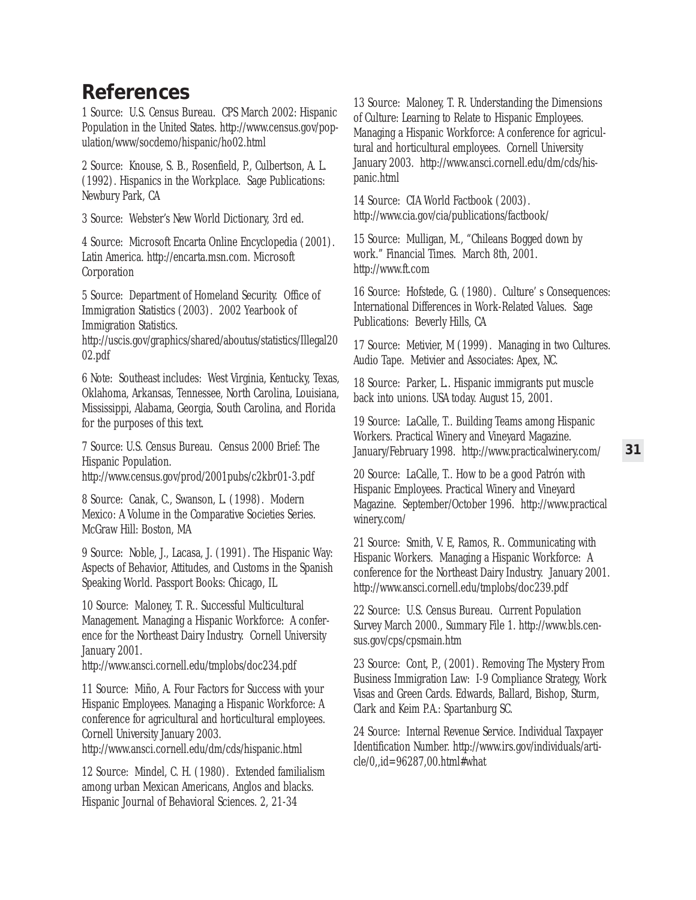# References

1 Source: U.S. Census Bureau. CPS March 2002: Hispanic Population in the United States. http://www.census.gov/population/www/socdemo/hispanic/ho02.html

2 Source: Knouse, S. B., Rosenfield, P., Culbertson, A. L. (1992). Hispanics in the Workplace. Sage Publications: Newbury Park, CA

3 Source: Webster's New World Dictionary, 3rd ed.

4 Source: Microsoft Encarta Online Encyclopedia (2001). Latin America. http://encarta.msn.com. Microsoft Corporation

5 Source: Department of Homeland Security. Office of Immigration Statistics (2003). 2002 Yearbook of Immigration Statistics. http://uscis.gov/graphics/shared/aboutus/statistics/Illegal2002.pdf

6 Note: Southeast includes: West Virginia, Kentucky, Texas, Oklahoma, Arkansas, Tennessee, North Carolina, Louisiana, Mississippi, Alabama, Georgia, South Carolina, and Florida for the purposes of this text.

7 Source: U.S. Census Bureau. Census 2000 Brief: The Hispanic Population. http://www.census.gov/prod/2001pubs/c2kbr01-3.pdf

8 Source: Canak, C., Swanson, L. (1998). Modern Mexico: A Volume in the Comparative Societies Series. McGraw Hill: Boston, MA

9 Source: Noble, J., Lacasa, J. (1991). The Hispanic Way: Aspects of Behavior, Attitudes, and Customs in the Spanish Speaking World. Passport Books: Chicago, IL

10 Source: Maloney, T. R.. Successful Multicultural Management. Managing a Hispanic Workforce: A conference for the Northeast Dairy Industry. Cornell University January 2001. http://www.ansci.cornell.edu/tmplobs/doc234.pdf

11 Source: Miño, A. Four Factors for Success with your Hispanic Employees. Managing a Hispanic Workforce: A conference for agricultural and horticultural employees. Cornell University January 2003. http://www.ansci.cornell.edu/dm/cds/hispanic.html

12 Source: Mindel, C. H. (1980). Extended familialism among urban Mexican Americans, Anglos and blacks. Hispanic Journal of Behavioral Sciences. 2, 21-34

13 Source: Maloney, T. R. Understanding the Dimensions of Culture: Learning to Relate to Hispanic Employees. Managing a Hispanic Workforce: A conference for agricultural and horticultural employees. Cornell University January 2003. http://www.ansci.cornell.edu/dm/cds/hispanic.html

14 Source: CIA World Factbook (2003). http://www.cia.gov/cia/publications/factbook/

15 Source: Mulligan, M., "Chileans Bogged down by work." Financial Times. March 8th, 2001. http://www.ft.com

16 Source: Hofstede, G. (1980). Culture' s Consequences: International Differences in Work-Related Values. Sage Publications: Beverly Hills, CA

17 Source: Metivier, M (1999). Managing in two Cultures. Audio Tape. Metivier and Associates: Apex, NC.

18 Source: Parker, L.. Hispanic immigrants put muscle back into unions. USA today. August 15, 2001.

19 Source: LaCalle, T.. Building Teams among Hispanic Workers. Practical Winery and Vineyard Magazine. January/February 1998. http://www.practicalwinery.com/

20 Source: LaCalle, T.. How to be a good Patrón with Hispanic Employees. Practical Winery and Vineyard Magazine. September/October 1996. http://www.practicalwinery.com/

21 Source: Smith, V. E, Ramos, R.. Communicating with Hispanic Workers. Managing a Hispanic Workforce: A conference for the Northeast Dairy Industry. January 2001. http://www.ansci.cornell.edu/tmplobs/doc239.pdf

22 Source: U.S. Census Bureau. Current Population Survey March 2000., Summary File 1. http://www.bls.census.gov/cps/cpsmain.htm

23 Source: Cont, P., (2001). Removing The Mystery From Business Immigration Law: I-9 Compliance Strategy, Work Visas and Green Cards. Edwards, Ballard, Bishop, Sturm, Clark and Keim P.A.: Spartanburg SC.

24 Source: Internal Revenue Service. Individual Taxpayer Identification Number. http://www.irs.gov/individuals/article/0,,id=96287,00.html#what